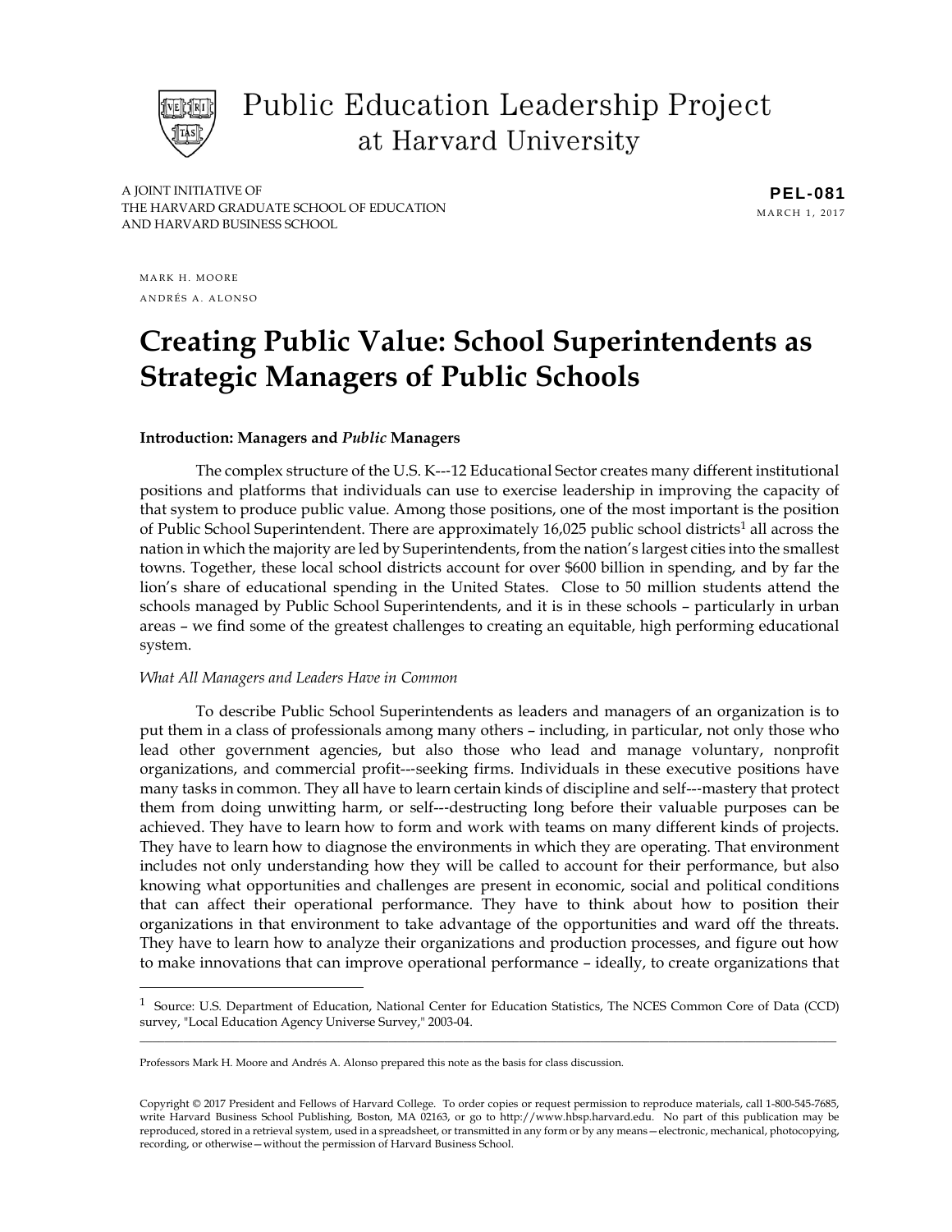# Public Education Leadership Project at Harvard University

A JOINT INITIATIVE OF
THE HARVARD GRADUATE SCHOOL OF EDUCATION
AND HARVARD BUSINESS SCHOOL

**PEL-081**
MARCH 1, 2017

MARK H. MOORE
ANDRÉS A. ALONSO

# Creating Public Value: School Superintendents as Strategic Managers of Public Schools

## Introduction: Managers and *Public* Managers

The complex structure of the U.S. K---12 Educational Sector creates many different institutional positions and platforms that individuals can use to exercise leadership in improving the capacity of that system to produce public value. Among those positions, one of the most important is the position of Public School Superintendent. There are approximately 16,025 public school districts[1] all across the nation in which the majority are led by Superintendents, from the nation's largest cities into the smallest towns. Together, these local school districts account for over $600 billion in spending, and by far the lion's share of educational spending in the United States. Close to 50 million students attend the schools managed by Public School Superintendents, and it is in these schools – particularly in urban areas – we find some of the greatest challenges to creating an equitable, high performing educational system.

### *What All Managers and Leaders Have in Common*

To describe Public School Superintendents as leaders and managers of an organization is to put them in a class of professionals among many others – including, in particular, not only those who lead other government agencies, but also those who lead and manage voluntary, nonprofit organizations, and commercial profit---seeking firms. Individuals in these executive positions have many tasks in common. They all have to learn certain kinds of discipline and self---mastery that protect them from doing unwitting harm, or self---destructing long before their valuable purposes can be achieved. They have to learn how to form and work with teams on many different kinds of projects. They have to learn how to diagnose the environments in which they are operating. That environment includes not only understanding how they will be called to account for their performance, but also knowing what opportunities and challenges are present in economic, social and political conditions that can affect their operational performance. They have to think about how to position their organizations in that environment to take advantage of the opportunities and ward off the threats. They have to learn how to analyze their organizations and production processes, and figure out how to make innovations that can improve operational performance – ideally, to create organizations that

---

[1] Source: U.S. Department of Education, National Center for Education Statistics, The NCES Common Core of Data (CCD) survey, "Local Education Agency Universe Survey," 2003-04.

Professors Mark H. Moore and Andrés A. Alonso prepared this note as the basis for class discussion.

Copyright © 2017 President and Fellows of Harvard College. To order copies or request permission to reproduce materials, call 1-800-545-7685, write Harvard Business School Publishing, Boston, MA 02163, or go to http://www.hbsp.harvard.edu. No part of this publication may be reproduced, stored in a retrieval system, used in a spreadsheet, or transmitted in any form or by any means—electronic, mechanical, photocopying, recording, or otherwise—without the permission of Harvard Business School.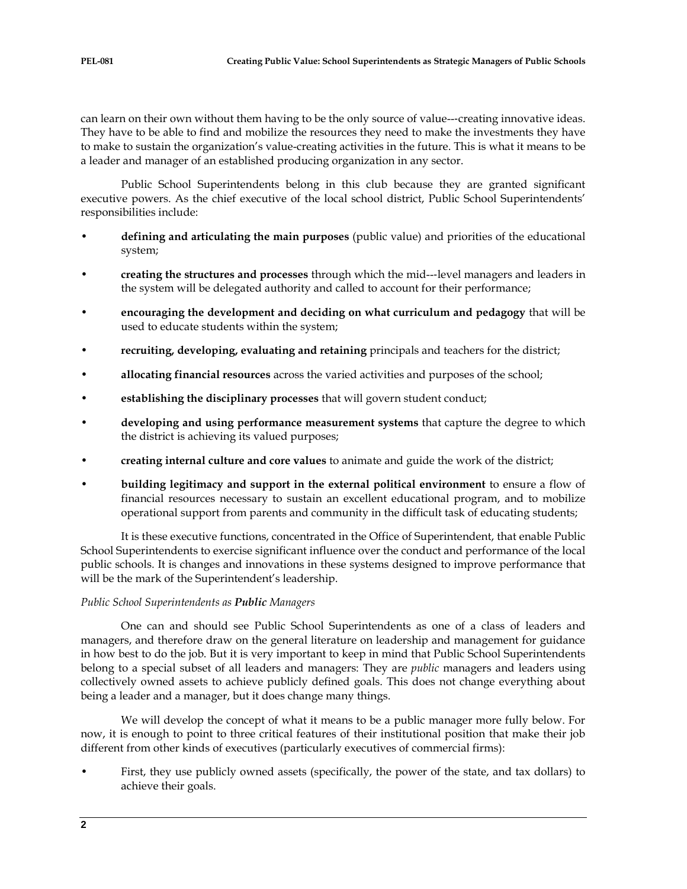can learn on their own without them having to be the only source of value---creating innovative ideas. They have to be able to find and mobilize the resources they need to make the investments they have to make to sustain the organization's value-creating activities in the future. This is what it means to be a leader and manager of an established producing organization in any sector.

Public School Superintendents belong in this club because they are granted significant executive powers. As the chief executive of the local school district, Public School Superintendents' responsibilities include:

- **defining and articulating the main purposes** (public value) and priorities of the educational system;
- **creating the structures and processes** through which the mid---level managers and leaders in the system will be delegated authority and called to account for their performance;
- **encouraging the development and deciding on what curriculum and pedagogy** that will be used to educate students within the system;
- **recruiting, developing, evaluating and retaining** principals and teachers for the district;
- **allocating financial resources** across the varied activities and purposes of the school;
- **establishing the disciplinary processes** that will govern student conduct;
- **developing and using performance measurement systems** that capture the degree to which the district is achieving its valued purposes;
- **creating internal culture and core values** to animate and guide the work of the district;
- **building legitimacy and support in the external political environment** to ensure a flow of financial resources necessary to sustain an excellent educational program, and to mobilize operational support from parents and community in the difficult task of educating students;

It is these executive functions, concentrated in the Office of Superintendent, that enable Public School Superintendents to exercise significant influence over the conduct and performance of the local public schools. It is changes and innovations in these systems designed to improve performance that will be the mark of the Superintendent's leadership.

*Public School Superintendents as* ***Public*** *Managers*

One can and should see Public School Superintendents as one of a class of leaders and managers, and therefore draw on the general literature on leadership and management for guidance in how best to do the job. But it is very important to keep in mind that Public School Superintendents belong to a special subset of all leaders and managers: They are *public* managers and leaders using collectively owned assets to achieve publicly defined goals. This does not change everything about being a leader and a manager, but it does change many things.

We will develop the concept of what it means to be a public manager more fully below. For now, it is enough to point to three critical features of their institutional position that make their job different from other kinds of executives (particularly executives of commercial firms):

- First, they use publicly owned assets (specifically, the power of the state, and tax dollars) to achieve their goals.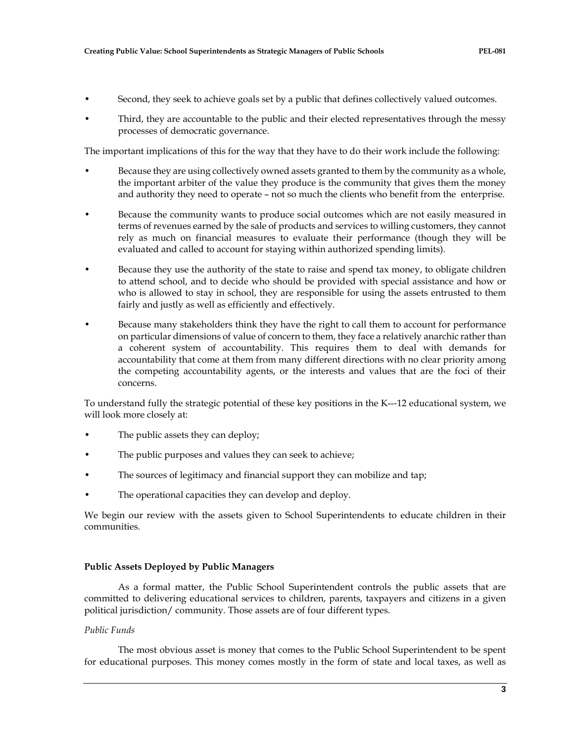- Second, they seek to achieve goals set by a public that defines collectively valued outcomes.
- Third, they are accountable to the public and their elected representatives through the messy processes of democratic governance.

The important implications of this for the way that they have to do their work include the following:

- Because they are using collectively owned assets granted to them by the community as a whole, the important arbiter of the value they produce is the community that gives them the money and authority they need to operate – not so much the clients who benefit from the enterprise.
- Because the community wants to produce social outcomes which are not easily measured in terms of revenues earned by the sale of products and services to willing customers, they cannot rely as much on financial measures to evaluate their performance (though they will be evaluated and called to account for staying within authorized spending limits).
- Because they use the authority of the state to raise and spend tax money, to obligate children to attend school, and to decide who should be provided with special assistance and how or who is allowed to stay in school, they are responsible for using the assets entrusted to them fairly and justly as well as efficiently and effectively.
- Because many stakeholders think they have the right to call them to account for performance on particular dimensions of value of concern to them, they face a relatively anarchic rather than a coherent system of accountability. This requires them to deal with demands for accountability that come at them from many different directions with no clear priority among the competing accountability agents, or the interests and values that are the foci of their concerns.

To understand fully the strategic potential of these key positions in the K---12 educational system, we will look more closely at:

- The public assets they can deploy;
- The public purposes and values they can seek to achieve;
- The sources of legitimacy and financial support they can mobilize and tap;
- The operational capacities they can develop and deploy.

We begin our review with the assets given to School Superintendents to educate children in their communities.

**Public Assets Deployed by Public Managers**

As a formal matter, the Public School Superintendent controls the public assets that are committed to delivering educational services to children, parents, taxpayers and citizens in a given political jurisdiction/ community. Those assets are of four different types.

*Public Funds*

The most obvious asset is money that comes to the Public School Superintendent to be spent for educational purposes. This money comes mostly in the form of state and local taxes, as well as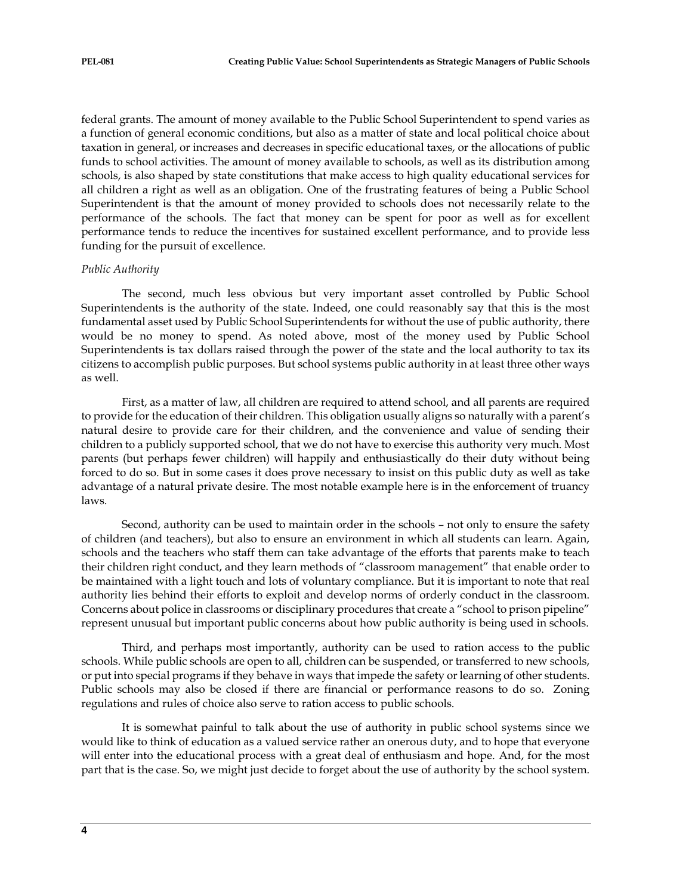federal grants. The amount of money available to the Public School Superintendent to spend varies as a function of general economic conditions, but also as a matter of state and local political choice about taxation in general, or increases and decreases in specific educational taxes, or the allocations of public funds to school activities. The amount of money available to schools, as well as its distribution among schools, is also shaped by state constitutions that make access to high quality educational services for all children a right as well as an obligation. One of the frustrating features of being a Public School Superintendent is that the amount of money provided to schools does not necessarily relate to the performance of the schools. The fact that money can be spent for poor as well as for excellent performance tends to reduce the incentives for sustained excellent performance, and to provide less funding for the pursuit of excellence.

*Public Authority*

The second, much less obvious but very important asset controlled by Public School Superintendents is the authority of the state. Indeed, one could reasonably say that this is the most fundamental asset used by Public School Superintendents for without the use of public authority, there would be no money to spend. As noted above, most of the money used by Public School Superintendents is tax dollars raised through the power of the state and the local authority to tax its citizens to accomplish public purposes. But school systems public authority in at least three other ways as well.

First, as a matter of law, all children are required to attend school, and all parents are required to provide for the education of their children. This obligation usually aligns so naturally with a parent's natural desire to provide care for their children, and the convenience and value of sending their children to a publicly supported school, that we do not have to exercise this authority very much. Most parents (but perhaps fewer children) will happily and enthusiastically do their duty without being forced to do so. But in some cases it does prove necessary to insist on this public duty as well as take advantage of a natural private desire. The most notable example here is in the enforcement of truancy laws.

Second, authority can be used to maintain order in the schools – not only to ensure the safety of children (and teachers), but also to ensure an environment in which all students can learn. Again, schools and the teachers who staff them can take advantage of the efforts that parents make to teach their children right conduct, and they learn methods of "classroom management" that enable order to be maintained with a light touch and lots of voluntary compliance. But it is important to note that real authority lies behind their efforts to exploit and develop norms of orderly conduct in the classroom. Concerns about police in classrooms or disciplinary procedures that create a "school to prison pipeline" represent unusual but important public concerns about how public authority is being used in schools.

Third, and perhaps most importantly, authority can be used to ration access to the public schools. While public schools are open to all, children can be suspended, or transferred to new schools, or put into special programs if they behave in ways that impede the safety or learning of other students. Public schools may also be closed if there are financial or performance reasons to do so. Zoning regulations and rules of choice also serve to ration access to public schools.

It is somewhat painful to talk about the use of authority in public school systems since we would like to think of education as a valued service rather an onerous duty, and to hope that everyone will enter into the educational process with a great deal of enthusiasm and hope. And, for the most part that is the case. So, we might just decide to forget about the use of authority by the school system.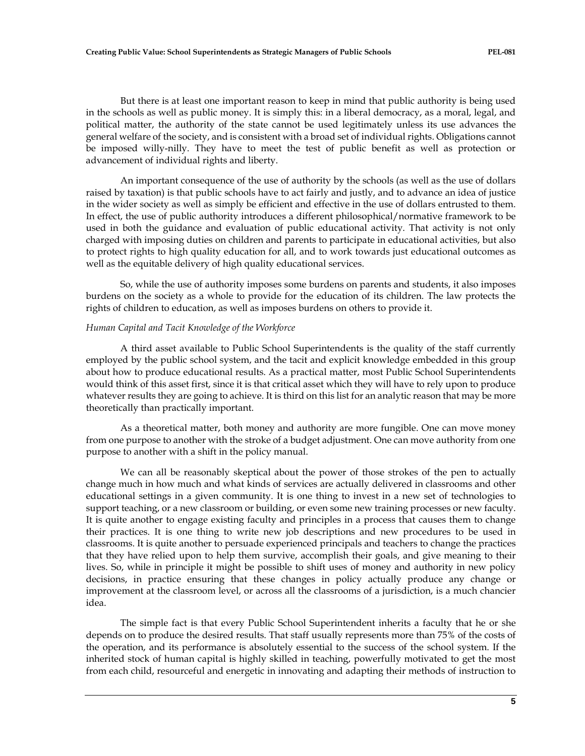But there is at least one important reason to keep in mind that public authority is being used in the schools as well as public money. It is simply this: in a liberal democracy, as a moral, legal, and political matter, the authority of the state cannot be used legitimately unless its use advances the general welfare of the society, and is consistent with a broad set of individual rights. Obligations cannot be imposed willy-nilly. They have to meet the test of public benefit as well as protection or advancement of individual rights and liberty.

An important consequence of the use of authority by the schools (as well as the use of dollars raised by taxation) is that public schools have to act fairly and justly, and to advance an idea of justice in the wider society as well as simply be efficient and effective in the use of dollars entrusted to them. In effect, the use of public authority introduces a different philosophical/normative framework to be used in both the guidance and evaluation of public educational activity. That activity is not only charged with imposing duties on children and parents to participate in educational activities, but also to protect rights to high quality education for all, and to work towards just educational outcomes as well as the equitable delivery of high quality educational services.

So, while the use of authority imposes some burdens on parents and students, it also imposes burdens on the society as a whole to provide for the education of its children. The law protects the rights of children to education, as well as imposes burdens on others to provide it.

*Human Capital and Tacit Knowledge of the Workforce*

A third asset available to Public School Superintendents is the quality of the staff currently employed by the public school system, and the tacit and explicit knowledge embedded in this group about how to produce educational results. As a practical matter, most Public School Superintendents would think of this asset first, since it is that critical asset which they will have to rely upon to produce whatever results they are going to achieve. It is third on this list for an analytic reason that may be more theoretically than practically important.

As a theoretical matter, both money and authority are more fungible. One can move money from one purpose to another with the stroke of a budget adjustment. One can move authority from one purpose to another with a shift in the policy manual.

We can all be reasonably skeptical about the power of those strokes of the pen to actually change much in how much and what kinds of services are actually delivered in classrooms and other educational settings in a given community. It is one thing to invest in a new set of technologies to support teaching, or a new classroom or building, or even some new training processes or new faculty. It is quite another to engage existing faculty and principles in a process that causes them to change their practices. It is one thing to write new job descriptions and new procedures to be used in classrooms. It is quite another to persuade experienced principals and teachers to change the practices that they have relied upon to help them survive, accomplish their goals, and give meaning to their lives. So, while in principle it might be possible to shift uses of money and authority in new policy decisions, in practice ensuring that these changes in policy actually produce any change or improvement at the classroom level, or across all the classrooms of a jurisdiction, is a much chancier idea.

The simple fact is that every Public School Superintendent inherits a faculty that he or she depends on to produce the desired results. That staff usually represents more than 75% of the costs of the operation, and its performance is absolutely essential to the success of the school system. If the inherited stock of human capital is highly skilled in teaching, powerfully motivated to get the most from each child, resourceful and energetic in innovating and adapting their methods of instruction to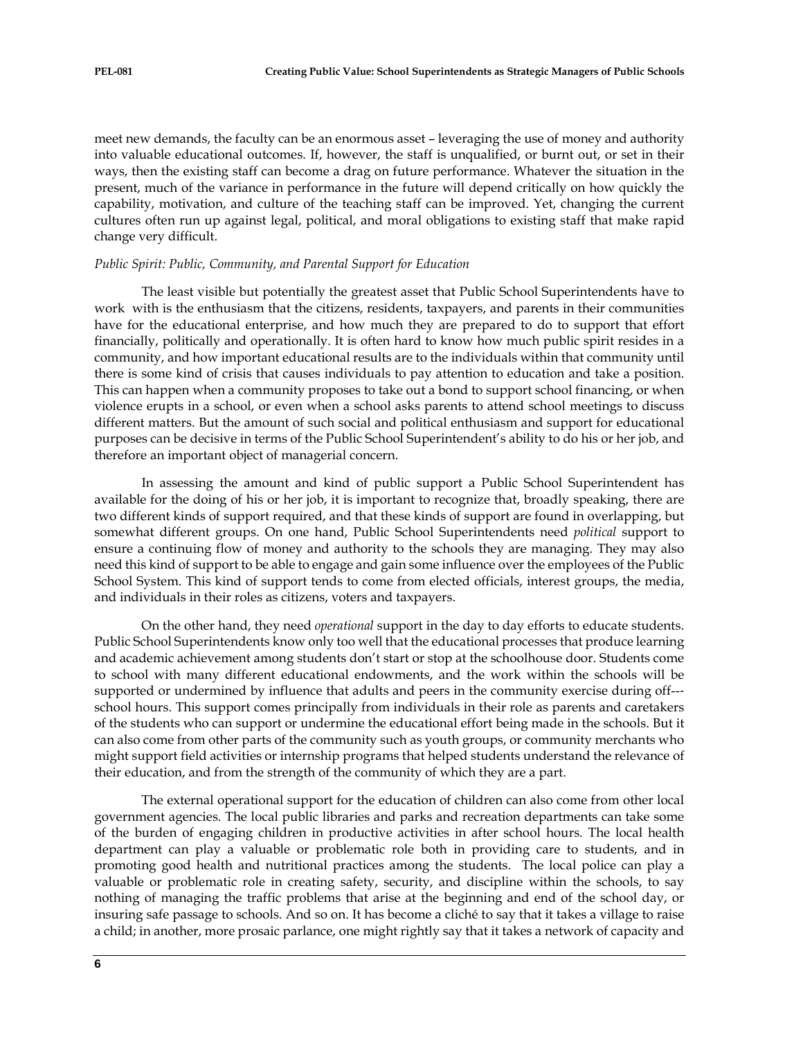meet new demands, the faculty can be an enormous asset – leveraging the use of money and authority into valuable educational outcomes. If, however, the staff is unqualified, or burnt out, or set in their ways, then the existing staff can become a drag on future performance. Whatever the situation in the present, much of the variance in performance in the future will depend critically on how quickly the capability, motivation, and culture of the teaching staff can be improved. Yet, changing the current cultures often run up against legal, political, and moral obligations to existing staff that make rapid change very difficult.

*Public Spirit: Public, Community, and Parental Support for Education*

The least visible but potentially the greatest asset that Public School Superintendents have to work with is the enthusiasm that the citizens, residents, taxpayers, and parents in their communities have for the educational enterprise, and how much they are prepared to do to support that effort financially, politically and operationally. It is often hard to know how much public spirit resides in a community, and how important educational results are to the individuals within that community until there is some kind of crisis that causes individuals to pay attention to education and take a position. This can happen when a community proposes to take out a bond to support school financing, or when violence erupts in a school, or even when a school asks parents to attend school meetings to discuss different matters. But the amount of such social and political enthusiasm and support for educational purposes can be decisive in terms of the Public School Superintendent's ability to do his or her job, and therefore an important object of managerial concern.

In assessing the amount and kind of public support a Public School Superintendent has available for the doing of his or her job, it is important to recognize that, broadly speaking, there are two different kinds of support required, and that these kinds of support are found in overlapping, but somewhat different groups. On one hand, Public School Superintendents need *political* support to ensure a continuing flow of money and authority to the schools they are managing. They may also need this kind of support to be able to engage and gain some influence over the employees of the Public School System. This kind of support tends to come from elected officials, interest groups, the media, and individuals in their roles as citizens, voters and taxpayers.

On the other hand, they need *operational* support in the day to day efforts to educate students. Public School Superintendents know only too well that the educational processes that produce learning and academic achievement among students don't start or stop at the schoolhouse door. Students come to school with many different educational endowments, and the work within the schools will be supported or undermined by influence that adults and peers in the community exercise during off---school hours. This support comes principally from individuals in their role as parents and caretakers of the students who can support or undermine the educational effort being made in the schools. But it can also come from other parts of the community such as youth groups, or community merchants who might support field activities or internship programs that helped students understand the relevance of their education, and from the strength of the community of which they are a part.

The external operational support for the education of children can also come from other local government agencies. The local public libraries and parks and recreation departments can take some of the burden of engaging children in productive activities in after school hours. The local health department can play a valuable or problematic role both in providing care to students, and in promoting good health and nutritional practices among the students. The local police can play a valuable or problematic role in creating safety, security, and discipline within the schools, to say nothing of managing the traffic problems that arise at the beginning and end of the school day, or insuring safe passage to schools. And so on. It has become a cliché to say that it takes a village to raise a child; in another, more prosaic parlance, one might rightly say that it takes a network of capacity and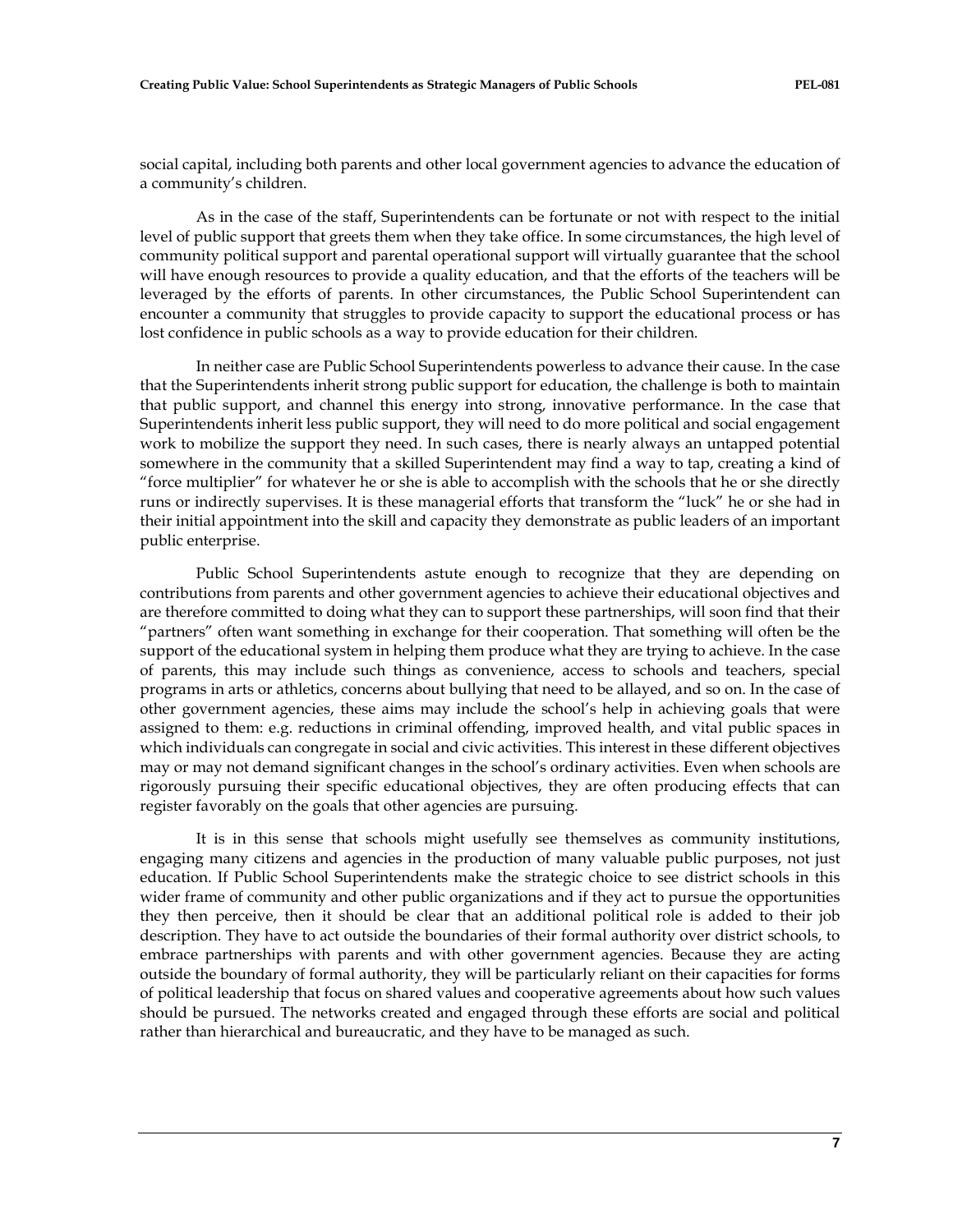social capital, including both parents and other local government agencies to advance the education of a community's children.

As in the case of the staff, Superintendents can be fortunate or not with respect to the initial level of public support that greets them when they take office. In some circumstances, the high level of community political support and parental operational support will virtually guarantee that the school will have enough resources to provide a quality education, and that the efforts of the teachers will be leveraged by the efforts of parents. In other circumstances, the Public School Superintendent can encounter a community that struggles to provide capacity to support the educational process or has lost confidence in public schools as a way to provide education for their children.

In neither case are Public School Superintendents powerless to advance their cause. In the case that the Superintendents inherit strong public support for education, the challenge is both to maintain that public support, and channel this energy into strong, innovative performance. In the case that Superintendents inherit less public support, they will need to do more political and social engagement work to mobilize the support they need. In such cases, there is nearly always an untapped potential somewhere in the community that a skilled Superintendent may find a way to tap, creating a kind of "force multiplier" for whatever he or she is able to accomplish with the schools that he or she directly runs or indirectly supervises. It is these managerial efforts that transform the "luck" he or she had in their initial appointment into the skill and capacity they demonstrate as public leaders of an important public enterprise.

Public School Superintendents astute enough to recognize that they are depending on contributions from parents and other government agencies to achieve their educational objectives and are therefore committed to doing what they can to support these partnerships, will soon find that their "partners" often want something in exchange for their cooperation. That something will often be the support of the educational system in helping them produce what they are trying to achieve. In the case of parents, this may include such things as convenience, access to schools and teachers, special programs in arts or athletics, concerns about bullying that need to be allayed, and so on. In the case of other government agencies, these aims may include the school's help in achieving goals that were assigned to them: e.g. reductions in criminal offending, improved health, and vital public spaces in which individuals can congregate in social and civic activities. This interest in these different objectives may or may not demand significant changes in the school's ordinary activities. Even when schools are rigorously pursuing their specific educational objectives, they are often producing effects that can register favorably on the goals that other agencies are pursuing.

It is in this sense that schools might usefully see themselves as community institutions, engaging many citizens and agencies in the production of many valuable public purposes, not just education. If Public School Superintendents make the strategic choice to see district schools in this wider frame of community and other public organizations and if they act to pursue the opportunities they then perceive, then it should be clear that an additional political role is added to their job description. They have to act outside the boundaries of their formal authority over district schools, to embrace partnerships with parents and with other government agencies. Because they are acting outside the boundary of formal authority, they will be particularly reliant on their capacities for forms of political leadership that focus on shared values and cooperative agreements about how such values should be pursued. The networks created and engaged through these efforts are social and political rather than hierarchical and bureaucratic, and they have to be managed as such.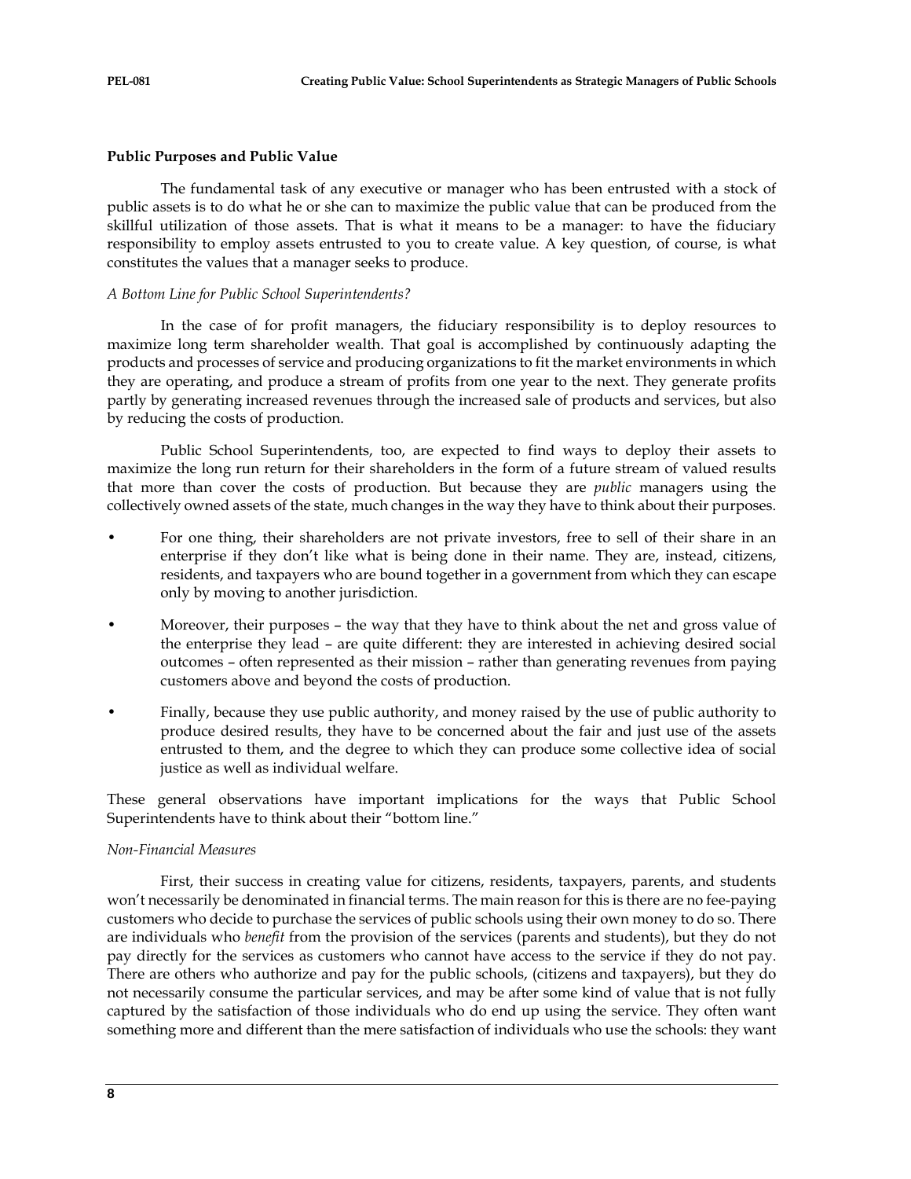### Public Purposes and Public Value

The fundamental task of any executive or manager who has been entrusted with a stock of public assets is to do what he or she can to maximize the public value that can be produced from the skillful utilization of those assets. That is what it means to be a manager: to have the fiduciary responsibility to employ assets entrusted to you to create value. A key question, of course, is what constitutes the values that a manager seeks to produce.

*A Bottom Line for Public School Superintendents?*

In the case of for profit managers, the fiduciary responsibility is to deploy resources to maximize long term shareholder wealth. That goal is accomplished by continuously adapting the products and processes of service and producing organizations to fit the market environments in which they are operating, and produce a stream of profits from one year to the next. They generate profits partly by generating increased revenues through the increased sale of products and services, but also by reducing the costs of production.

Public School Superintendents, too, are expected to find ways to deploy their assets to maximize the long run return for their shareholders in the form of a future stream of valued results that more than cover the costs of production. But because they are *public* managers using the collectively owned assets of the state, much changes in the way they have to think about their purposes.

- For one thing, their shareholders are not private investors, free to sell of their share in an enterprise if they don't like what is being done in their name. They are, instead, citizens, residents, and taxpayers who are bound together in a government from which they can escape only by moving to another jurisdiction.
- Moreover, their purposes – the way that they have to think about the net and gross value of the enterprise they lead – are quite different: they are interested in achieving desired social outcomes – often represented as their mission – rather than generating revenues from paying customers above and beyond the costs of production.
- Finally, because they use public authority, and money raised by the use of public authority to produce desired results, they have to be concerned about the fair and just use of the assets entrusted to them, and the degree to which they can produce some collective idea of social justice as well as individual welfare.

These general observations have important implications for the ways that Public School Superintendents have to think about their "bottom line."

*Non-Financial Measures*

First, their success in creating value for citizens, residents, taxpayers, parents, and students won't necessarily be denominated in financial terms. The main reason for this is there are no fee-paying customers who decide to purchase the services of public schools using their own money to do so. There are individuals who *benefit* from the provision of the services (parents and students), but they do not pay directly for the services as customers who cannot have access to the service if they do not pay. There are others who authorize and pay for the public schools, (citizens and taxpayers), but they do not necessarily consume the particular services, and may be after some kind of value that is not fully captured by the satisfaction of those individuals who do end up using the service. They often want something more and different than the mere satisfaction of individuals who use the schools: they want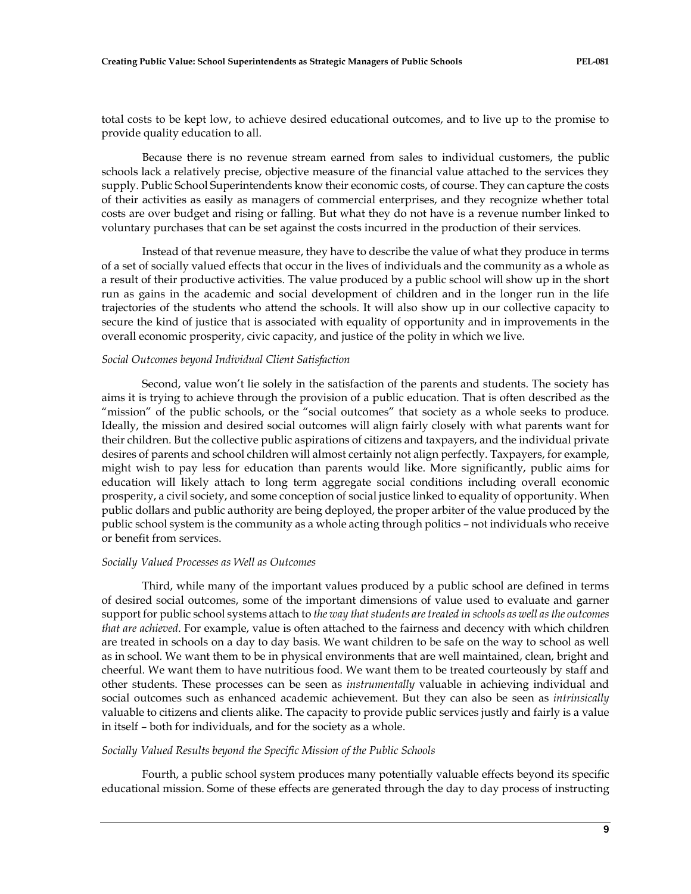total costs to be kept low, to achieve desired educational outcomes, and to live up to the promise to provide quality education to all.

Because there is no revenue stream earned from sales to individual customers, the public schools lack a relatively precise, objective measure of the financial value attached to the services they supply. Public School Superintendents know their economic costs, of course. They can capture the costs of their activities as easily as managers of commercial enterprises, and they recognize whether total costs are over budget and rising or falling. But what they do not have is a revenue number linked to voluntary purchases that can be set against the costs incurred in the production of their services.

Instead of that revenue measure, they have to describe the value of what they produce in terms of a set of socially valued effects that occur in the lives of individuals and the community as a whole as a result of their productive activities. The value produced by a public school will show up in the short run as gains in the academic and social development of children and in the longer run in the life trajectories of the students who attend the schools. It will also show up in our collective capacity to secure the kind of justice that is associated with equality of opportunity and in improvements in the overall economic prosperity, civic capacity, and justice of the polity in which we live.

*Social Outcomes beyond Individual Client Satisfaction*

Second, value won't lie solely in the satisfaction of the parents and students. The society has aims it is trying to achieve through the provision of a public education. That is often described as the "mission" of the public schools, or the "social outcomes" that society as a whole seeks to produce. Ideally, the mission and desired social outcomes will align fairly closely with what parents want for their children. But the collective public aspirations of citizens and taxpayers, and the individual private desires of parents and school children will almost certainly not align perfectly. Taxpayers, for example, might wish to pay less for education than parents would like. More significantly, public aims for education will likely attach to long term aggregate social conditions including overall economic prosperity, a civil society, and some conception of social justice linked to equality of opportunity. When public dollars and public authority are being deployed, the proper arbiter of the value produced by the public school system is the community as a whole acting through politics – not individuals who receive or benefit from services.

*Socially Valued Processes as Well as Outcomes*

Third, while many of the important values produced by a public school are defined in terms of desired social outcomes, some of the important dimensions of value used to evaluate and garner support for public school systems attach to *the way that students are treated in schools as well as the outcomes that are achieved.* For example, value is often attached to the fairness and decency with which children are treated in schools on a day to day basis. We want children to be safe on the way to school as well as in school. We want them to be in physical environments that are well maintained, clean, bright and cheerful. We want them to have nutritious food. We want them to be treated courteously by staff and other students. These processes can be seen as *instrumentally* valuable in achieving individual and social outcomes such as enhanced academic achievement. But they can also be seen as *intrinsically* valuable to citizens and clients alike. The capacity to provide public services justly and fairly is a value in itself – both for individuals, and for the society as a whole.

*Socially Valued Results beyond the Specific Mission of the Public Schools*

Fourth, a public school system produces many potentially valuable effects beyond its specific educational mission. Some of these effects are generated through the day to day process of instructing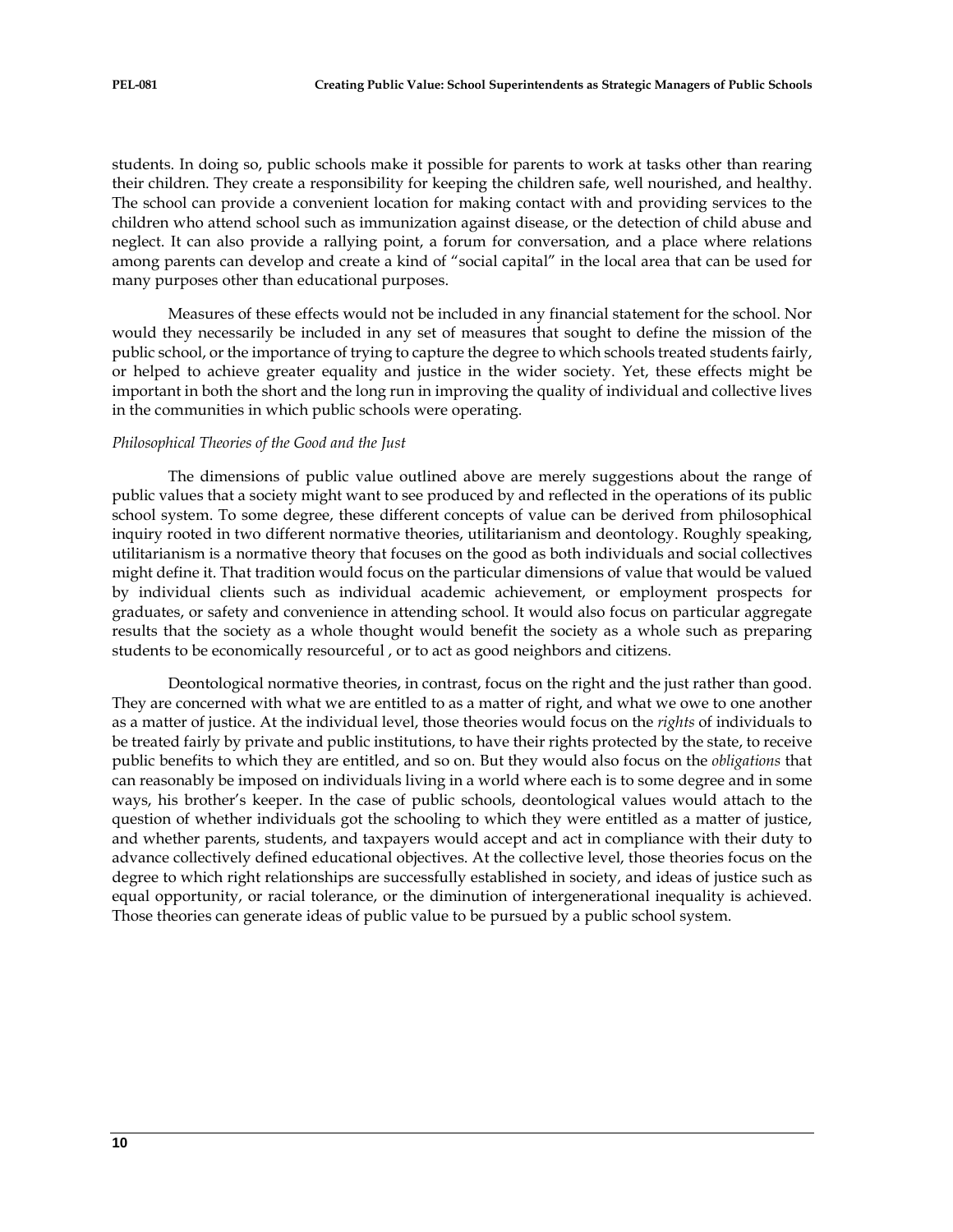students. In doing so, public schools make it possible for parents to work at tasks other than rearing their children. They create a responsibility for keeping the children safe, well nourished, and healthy. The school can provide a convenient location for making contact with and providing services to the children who attend school such as immunization against disease, or the detection of child abuse and neglect. It can also provide a rallying point, a forum for conversation, and a place where relations among parents can develop and create a kind of "social capital" in the local area that can be used for many purposes other than educational purposes.

Measures of these effects would not be included in any financial statement for the school. Nor would they necessarily be included in any set of measures that sought to define the mission of the public school, or the importance of trying to capture the degree to which schools treated students fairly, or helped to achieve greater equality and justice in the wider society. Yet, these effects might be important in both the short and the long run in improving the quality of individual and collective lives in the communities in which public schools were operating.

*Philosophical Theories of the Good and the Just*

The dimensions of public value outlined above are merely suggestions about the range of public values that a society might want to see produced by and reflected in the operations of its public school system. To some degree, these different concepts of value can be derived from philosophical inquiry rooted in two different normative theories, utilitarianism and deontology. Roughly speaking, utilitarianism is a normative theory that focuses on the good as both individuals and social collectives might define it. That tradition would focus on the particular dimensions of value that would be valued by individual clients such as individual academic achievement, or employment prospects for graduates, or safety and convenience in attending school. It would also focus on particular aggregate results that the society as a whole thought would benefit the society as a whole such as preparing students to be economically resourceful , or to act as good neighbors and citizens.

Deontological normative theories, in contrast, focus on the right and the just rather than good. They are concerned with what we are entitled to as a matter of right, and what we owe to one another as a matter of justice. At the individual level, those theories would focus on the *rights* of individuals to be treated fairly by private and public institutions, to have their rights protected by the state, to receive public benefits to which they are entitled, and so on. But they would also focus on the *obligations* that can reasonably be imposed on individuals living in a world where each is to some degree and in some ways, his brother's keeper. In the case of public schools, deontological values would attach to the question of whether individuals got the schooling to which they were entitled as a matter of justice, and whether parents, students, and taxpayers would accept and act in compliance with their duty to advance collectively defined educational objectives. At the collective level, those theories focus on the degree to which right relationships are successfully established in society, and ideas of justice such as equal opportunity, or racial tolerance, or the diminution of intergenerational inequality is achieved. Those theories can generate ideas of public value to be pursued by a public school system.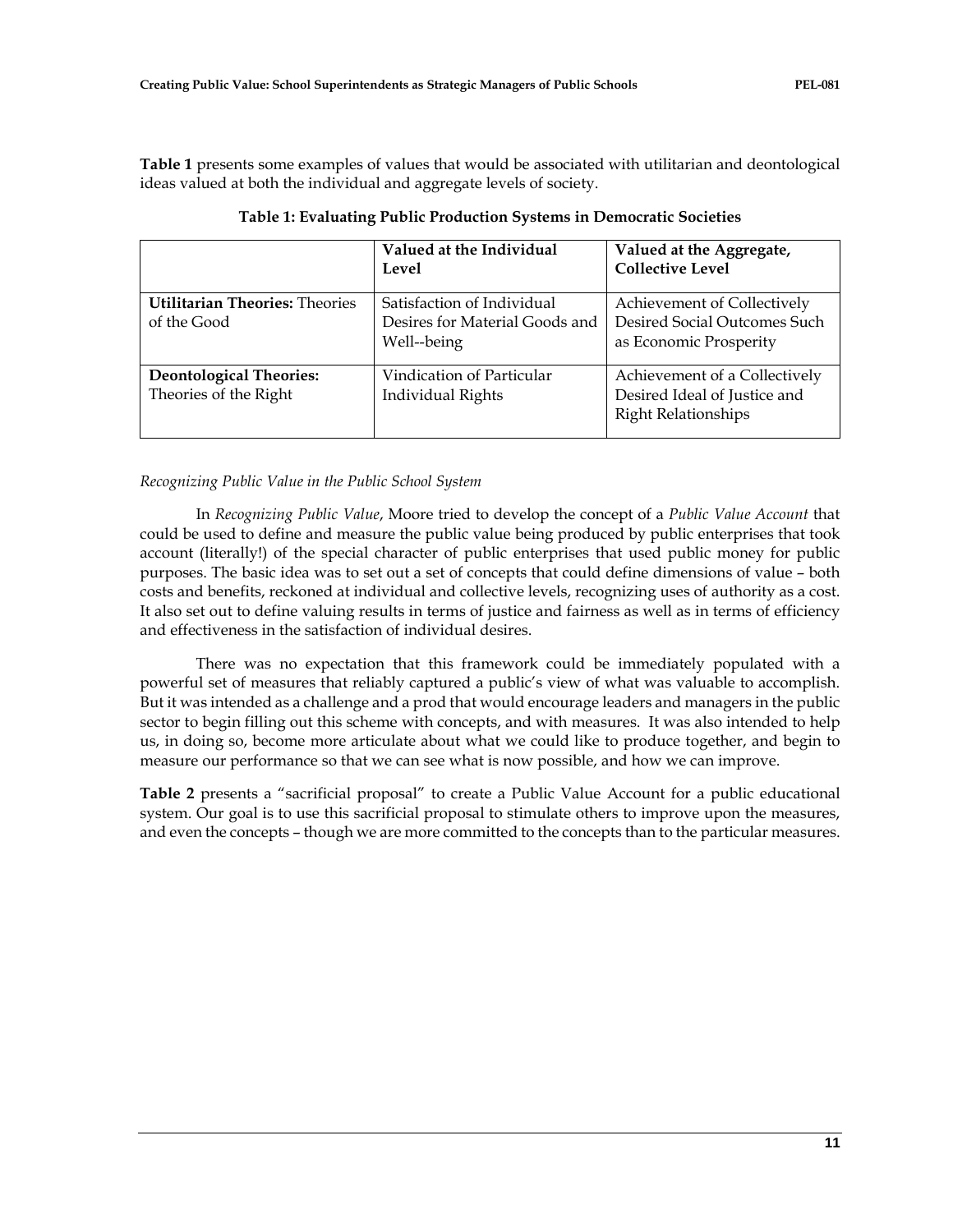**Table 1** presents some examples of values that would be associated with utilitarian and deontological ideas valued at both the individual and aggregate levels of society.

**Table 1: Evaluating Public Production Systems in Democratic Societies**

| | **Valued at the Individual Level** | **Valued at the Aggregate, Collective Level** |
|---|---|---|
| **Utilitarian Theories:** Theories of the Good | Satisfaction of Individual Desires for Material Goods and Well--being | Achievement of Collectively Desired Social Outcomes Such as Economic Prosperity |
| **Deontological Theories:** Theories of the Right | Vindication of Particular Individual Rights | Achievement of a Collectively Desired Ideal of Justice and Right Relationships |

*Recognizing Public Value in the Public School System*

In *Recognizing Public Value*, Moore tried to develop the concept of a *Public Value Account* that could be used to define and measure the public value being produced by public enterprises that took account (literally!) of the special character of public enterprises that used public money for public purposes. The basic idea was to set out a set of concepts that could define dimensions of value – both costs and benefits, reckoned at individual and collective levels, recognizing uses of authority as a cost. It also set out to define valuing results in terms of justice and fairness as well as in terms of efficiency and effectiveness in the satisfaction of individual desires.

There was no expectation that this framework could be immediately populated with a powerful set of measures that reliably captured a public's view of what was valuable to accomplish. But it was intended as a challenge and a prod that would encourage leaders and managers in the public sector to begin filling out this scheme with concepts, and with measures. It was also intended to help us, in doing so, become more articulate about what we could like to produce together, and begin to measure our performance so that we can see what is now possible, and how we can improve.

**Table 2** presents a "sacrificial proposal" to create a Public Value Account for a public educational system. Our goal is to use this sacrificial proposal to stimulate others to improve upon the measures, and even the concepts – though we are more committed to the concepts than to the particular measures.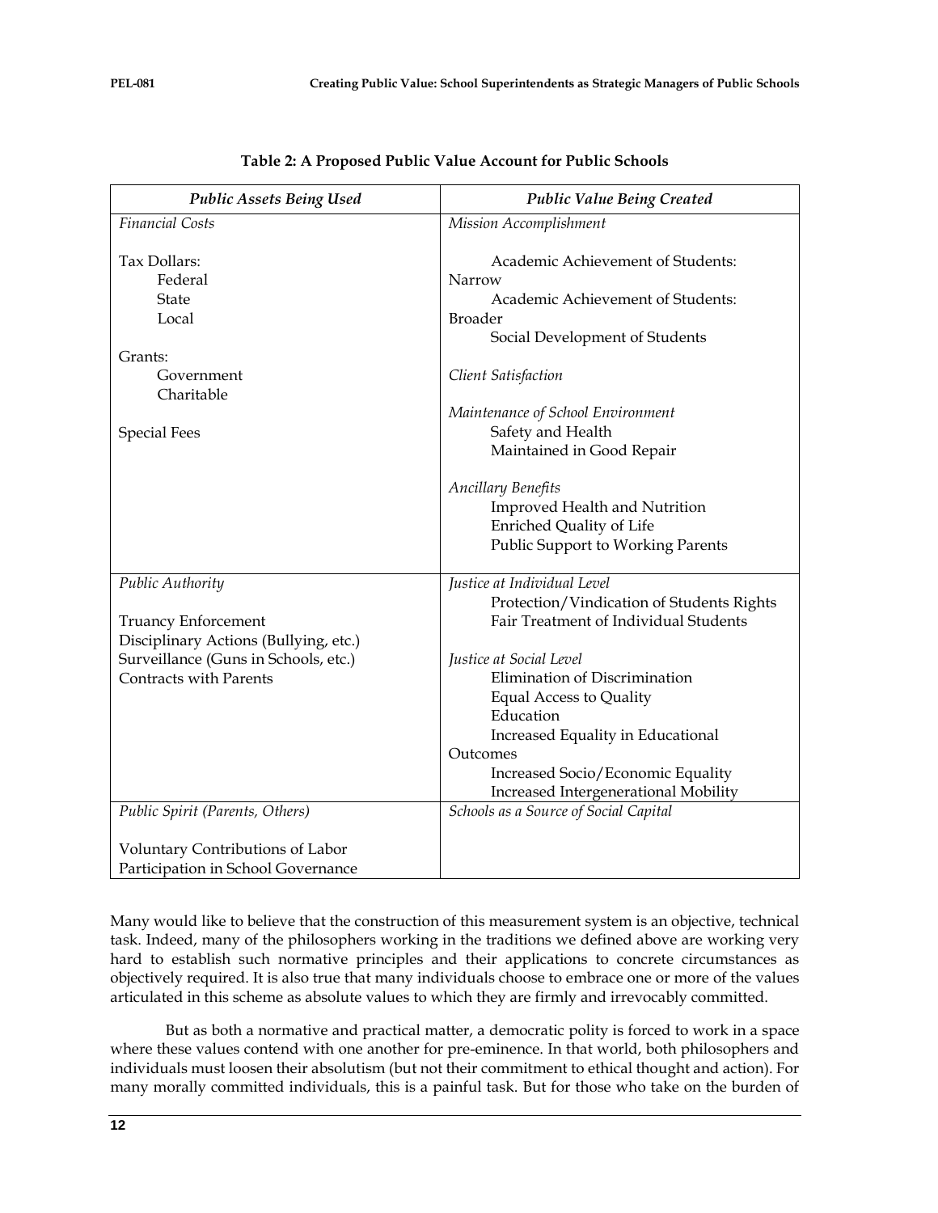**Table 2: A Proposed Public Value Account for Public Schools**

| *Public Assets Being Used* | *Public Value Being Created* |
|---|---|
| *Financial Costs* | *Mission Accomplishment* |
| Tax Dollars: | Academic Achievement of Students: Narrow |
| Federal | Academic Achievement of Students: Broader |
| State | Social Development of Students |
| Local | |
| Grants: | *Client Satisfaction* |
| Government | |
| Charitable | *Maintenance of School Environment* |
| Special Fees | Safety and Health |
| | Maintained in Good Repair |
| | *Ancillary Benefits* |
| | Improved Health and Nutrition |
| | Enriched Quality of Life |
| | Public Support to Working Parents |
| *Public Authority* | *Justice at Individual Level* |
| | Protection/Vindication of Students Rights |
| Truancy Enforcement | Fair Treatment of Individual Students |
| Disciplinary Actions (Bullying, etc.) | |
| Surveillance (Guns in Schools, etc.) | *Justice at Social Level* |
| Contracts with Parents | Elimination of Discrimination |
| | Equal Access to Quality Education |
| | Increased Equality in Educational Outcomes |
| | Increased Socio/Economic Equality |
| | Increased Intergenerational Mobility |
| *Public Spirit (Parents, Others)* | *Schools as a Source of Social Capital* |
| Voluntary Contributions of Labor | |
| Participation in School Governance | |

Many would like to believe that the construction of this measurement system is an objective, technical task. Indeed, many of the philosophers working in the traditions we defined above are working very hard to establish such normative principles and their applications to concrete circumstances as objectively required. It is also true that many individuals choose to embrace one or more of the values articulated in this scheme as absolute values to which they are firmly and irrevocably committed.

But as both a normative and practical matter, a democratic polity is forced to work in a space where these values contend with one another for pre-eminence. In that world, both philosophers and individuals must loosen their absolutism (but not their commitment to ethical thought and action). For many morally committed individuals, this is a painful task. But for those who take on the burden of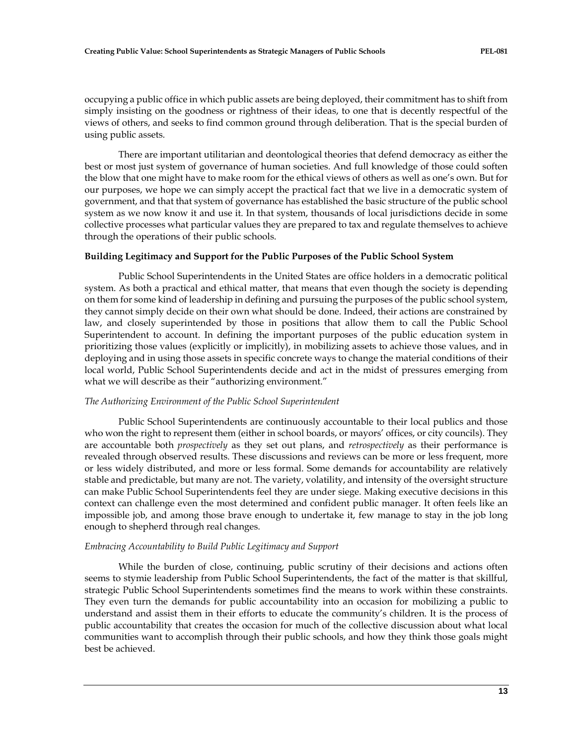occupying a public office in which public assets are being deployed, their commitment has to shift from simply insisting on the goodness or rightness of their ideas, to one that is decently respectful of the views of others, and seeks to find common ground through deliberation. That is the special burden of using public assets.

There are important utilitarian and deontological theories that defend democracy as either the best or most just system of governance of human societies. And full knowledge of those could soften the blow that one might have to make room for the ethical views of others as well as one's own. But for our purposes, we hope we can simply accept the practical fact that we live in a democratic system of government, and that that system of governance has established the basic structure of the public school system as we now know it and use it. In that system, thousands of local jurisdictions decide in some collective processes what particular values they are prepared to tax and regulate themselves to achieve through the operations of their public schools.

### Building Legitimacy and Support for the Public Purposes of the Public School System

Public School Superintendents in the United States are office holders in a democratic political system. As both a practical and ethical matter, that means that even though the society is depending on them for some kind of leadership in defining and pursuing the purposes of the public school system, they cannot simply decide on their own what should be done. Indeed, their actions are constrained by law, and closely superintended by those in positions that allow them to call the Public School Superintendent to account. In defining the important purposes of the public education system in prioritizing those values (explicitly or implicitly), in mobilizing assets to achieve those values, and in deploying and in using those assets in specific concrete ways to change the material conditions of their local world, Public School Superintendents decide and act in the midst of pressures emerging from what we will describe as their "authorizing environment."

#### *The Authorizing Environment of the Public School Superintendent*

Public School Superintendents are continuously accountable to their local publics and those who won the right to represent them (either in school boards, or mayors' offices, or city councils). They are accountable both *prospectively* as they set out plans, and *retrospectively* as their performance is revealed through observed results. These discussions and reviews can be more or less frequent, more or less widely distributed, and more or less formal. Some demands for accountability are relatively stable and predictable, but many are not. The variety, volatility, and intensity of the oversight structure can make Public School Superintendents feel they are under siege. Making executive decisions in this context can challenge even the most determined and confident public manager. It often feels like an impossible job, and among those brave enough to undertake it, few manage to stay in the job long enough to shepherd through real changes.

#### *Embracing Accountability to Build Public Legitimacy and Support*

While the burden of close, continuing, public scrutiny of their decisions and actions often seems to stymie leadership from Public School Superintendents, the fact of the matter is that skillful, strategic Public School Superintendents sometimes find the means to work within these constraints. They even turn the demands for public accountability into an occasion for mobilizing a public to understand and assist them in their efforts to educate the community's children. It is the process of public accountability that creates the occasion for much of the collective discussion about what local communities want to accomplish through their public schools, and how they think those goals might best be achieved.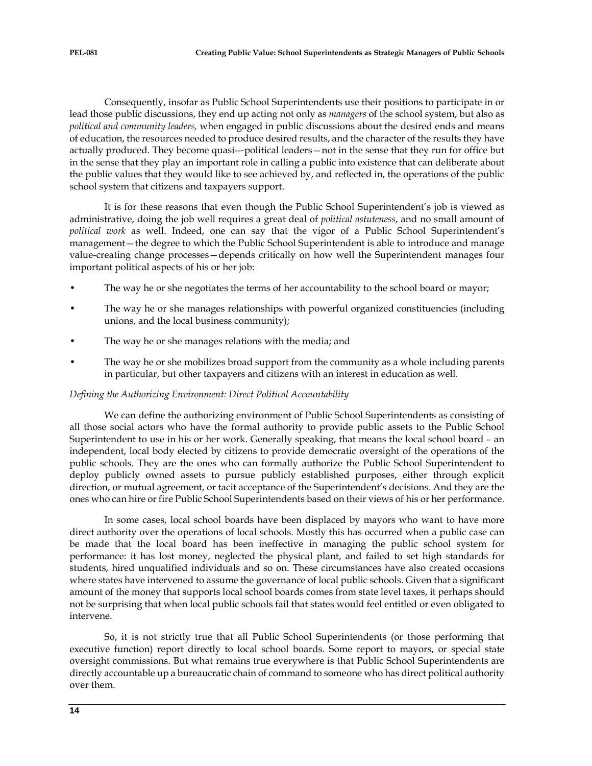Consequently, insofar as Public School Superintendents use their positions to participate in or lead those public discussions, they end up acting not only as *managers* of the school system, but also as *political and community leaders,* when engaged in public discussions about the desired ends and means of education, the resources needed to produce desired results, and the character of the results they have actually produced. They become quasi---political leaders—not in the sense that they run for office but in the sense that they play an important role in calling a public into existence that can deliberate about the public values that they would like to see achieved by, and reflected in, the operations of the public school system that citizens and taxpayers support.

It is for these reasons that even though the Public School Superintendent's job is viewed as administrative, doing the job well requires a great deal of *political astuteness*, and no small amount of *political work* as well. Indeed, one can say that the vigor of a Public School Superintendent's management—the degree to which the Public School Superintendent is able to introduce and manage value-creating change processes—depends critically on how well the Superintendent manages four important political aspects of his or her job:

- The way he or she negotiates the terms of her accountability to the school board or mayor;
- The way he or she manages relationships with powerful organized constituencies (including unions, and the local business community);
- The way he or she manages relations with the media; and
- The way he or she mobilizes broad support from the community as a whole including parents in particular, but other taxpayers and citizens with an interest in education as well.

*Defining the Authorizing Environment: Direct Political Accountability*

We can define the authorizing environment of Public School Superintendents as consisting of all those social actors who have the formal authority to provide public assets to the Public School Superintendent to use in his or her work. Generally speaking, that means the local school board – an independent, local body elected by citizens to provide democratic oversight of the operations of the public schools. They are the ones who can formally authorize the Public School Superintendent to deploy publicly owned assets to pursue publicly established purposes, either through explicit direction, or mutual agreement, or tacit acceptance of the Superintendent's decisions. And they are the ones who can hire or fire Public School Superintendents based on their views of his or her performance.

In some cases, local school boards have been displaced by mayors who want to have more direct authority over the operations of local schools. Mostly this has occurred when a public case can be made that the local board has been ineffective in managing the public school system for performance: it has lost money, neglected the physical plant, and failed to set high standards for students, hired unqualified individuals and so on. These circumstances have also created occasions where states have intervened to assume the governance of local public schools. Given that a significant amount of the money that supports local school boards comes from state level taxes, it perhaps should not be surprising that when local public schools fail that states would feel entitled or even obligated to intervene.

So, it is not strictly true that all Public School Superintendents (or those performing that executive function) report directly to local school boards. Some report to mayors, or special state oversight commissions. But what remains true everywhere is that Public School Superintendents are directly accountable up a bureaucratic chain of command to someone who has direct political authority over them.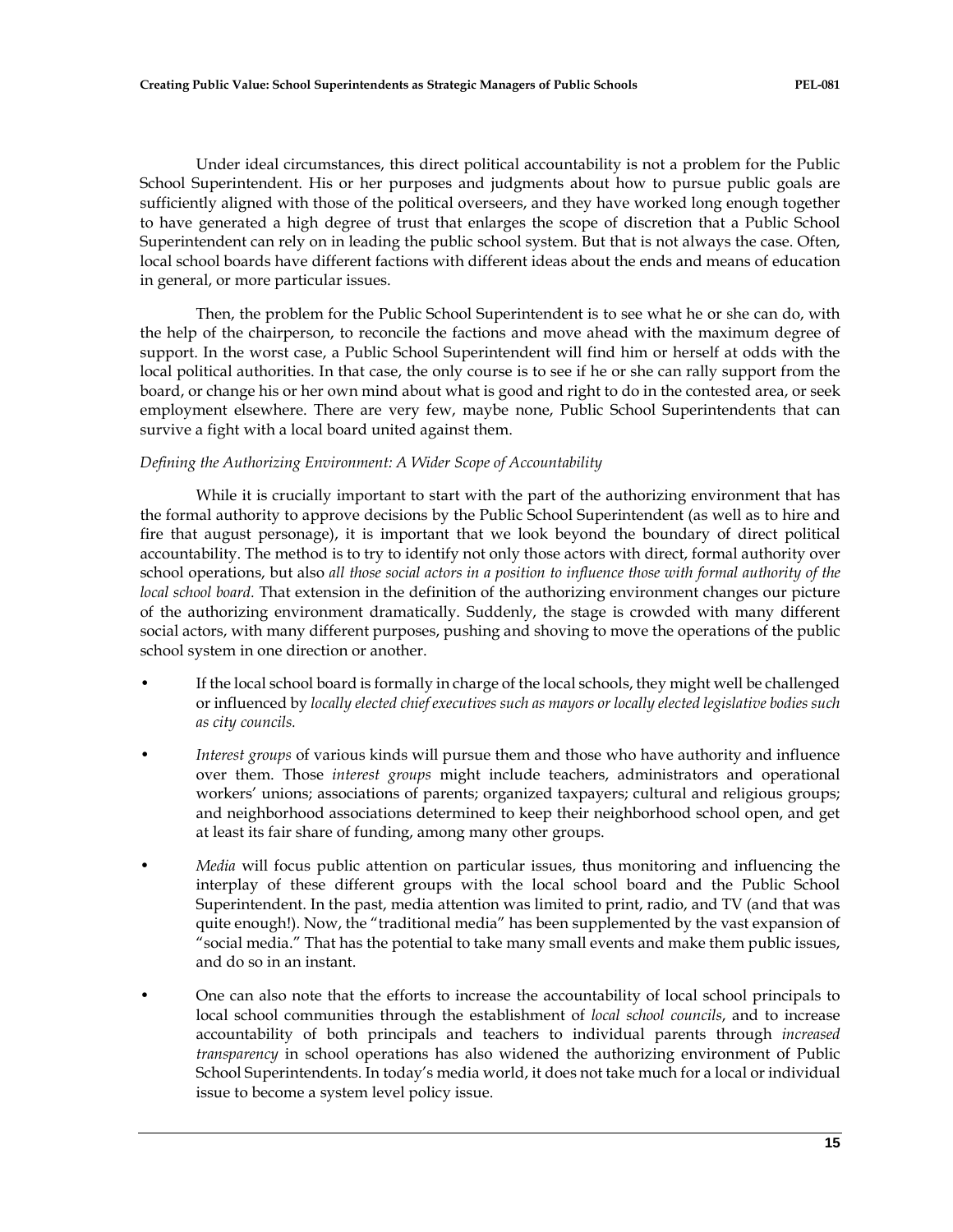Under ideal circumstances, this direct political accountability is not a problem for the Public School Superintendent. His or her purposes and judgments about how to pursue public goals are sufficiently aligned with those of the political overseers, and they have worked long enough together to have generated a high degree of trust that enlarges the scope of discretion that a Public School Superintendent can rely on in leading the public school system. But that is not always the case. Often, local school boards have different factions with different ideas about the ends and means of education in general, or more particular issues.

Then, the problem for the Public School Superintendent is to see what he or she can do, with the help of the chairperson, to reconcile the factions and move ahead with the maximum degree of support. In the worst case, a Public School Superintendent will find him or herself at odds with the local political authorities. In that case, the only course is to see if he or she can rally support from the board, or change his or her own mind about what is good and right to do in the contested area, or seek employment elsewhere. There are very few, maybe none, Public School Superintendents that can survive a fight with a local board united against them.

*Defining the Authorizing Environment: A Wider Scope of Accountability*

While it is crucially important to start with the part of the authorizing environment that has the formal authority to approve decisions by the Public School Superintendent (as well as to hire and fire that august personage), it is important that we look beyond the boundary of direct political accountability. The method is to try to identify not only those actors with direct, formal authority over school operations, but also *all those social actors in a position to influence those with formal authority of the local school board.* That extension in the definition of the authorizing environment changes our picture of the authorizing environment dramatically. Suddenly, the stage is crowded with many different social actors, with many different purposes, pushing and shoving to move the operations of the public school system in one direction or another.

- If the local school board is formally in charge of the local schools, they might well be challenged or influenced by *locally elected chief executives such as mayors or locally elected legislative bodies such as city councils.*
- *Interest groups* of various kinds will pursue them and those who have authority and influence over them. Those *interest groups* might include teachers, administrators and operational workers' unions; associations of parents; organized taxpayers; cultural and religious groups; and neighborhood associations determined to keep their neighborhood school open, and get at least its fair share of funding, among many other groups.
- *Media* will focus public attention on particular issues, thus monitoring and influencing the interplay of these different groups with the local school board and the Public School Superintendent. In the past, media attention was limited to print, radio, and TV (and that was quite enough!). Now, the "traditional media" has been supplemented by the vast expansion of "social media." That has the potential to take many small events and make them public issues, and do so in an instant.
- One can also note that the efforts to increase the accountability of local school principals to local school communities through the establishment of *local school councils*, and to increase accountability of both principals and teachers to individual parents through *increased transparency* in school operations has also widened the authorizing environment of Public School Superintendents. In today's media world, it does not take much for a local or individual issue to become a system level policy issue.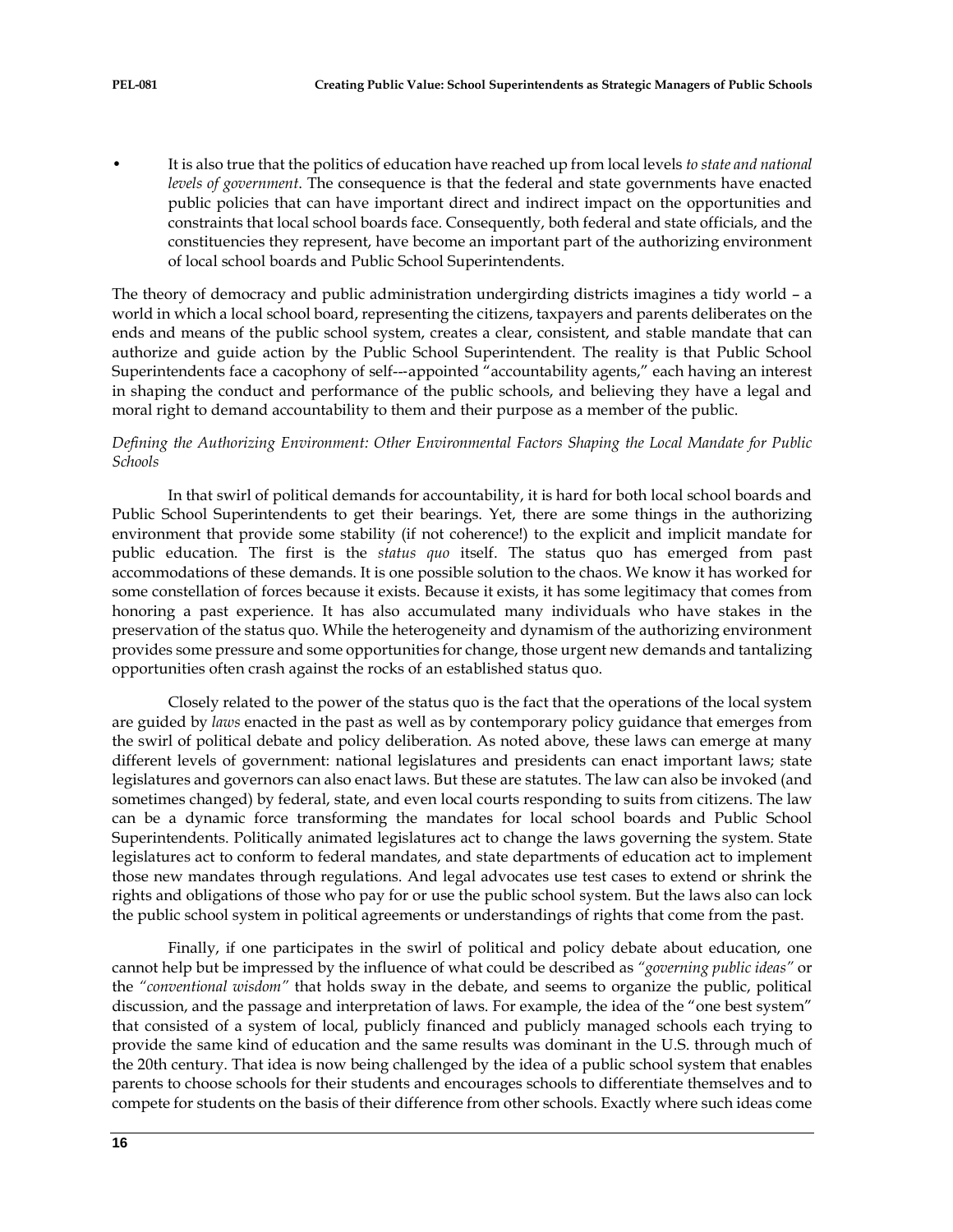- It is also true that the politics of education have reached up from local levels *to state and national levels of government*. The consequence is that the federal and state governments have enacted public policies that can have important direct and indirect impact on the opportunities and constraints that local school boards face. Consequently, both federal and state officials, and the constituencies they represent, have become an important part of the authorizing environment of local school boards and Public School Superintendents.

The theory of democracy and public administration undergirding districts imagines a tidy world – a world in which a local school board, representing the citizens, taxpayers and parents deliberates on the ends and means of the public school system, creates a clear, consistent, and stable mandate that can authorize and guide action by the Public School Superintendent. The reality is that Public School Superintendents face a cacophony of self---appointed "accountability agents," each having an interest in shaping the conduct and performance of the public schools, and believing they have a legal and moral right to demand accountability to them and their purpose as a member of the public.

*Defining the Authorizing Environment: Other Environmental Factors Shaping the Local Mandate for Public Schools*

In that swirl of political demands for accountability, it is hard for both local school boards and Public School Superintendents to get their bearings. Yet, there are some things in the authorizing environment that provide some stability (if not coherence!) to the explicit and implicit mandate for public education. The first is the *status quo* itself. The status quo has emerged from past accommodations of these demands. It is one possible solution to the chaos. We know it has worked for some constellation of forces because it exists. Because it exists, it has some legitimacy that comes from honoring a past experience. It has also accumulated many individuals who have stakes in the preservation of the status quo. While the heterogeneity and dynamism of the authorizing environment provides some pressure and some opportunities for change, those urgent new demands and tantalizing opportunities often crash against the rocks of an established status quo.

Closely related to the power of the status quo is the fact that the operations of the local system are guided by *laws* enacted in the past as well as by contemporary policy guidance that emerges from the swirl of political debate and policy deliberation. As noted above, these laws can emerge at many different levels of government: national legislatures and presidents can enact important laws; state legislatures and governors can also enact laws. But these are statutes. The law can also be invoked (and sometimes changed) by federal, state, and even local courts responding to suits from citizens. The law can be a dynamic force transforming the mandates for local school boards and Public School Superintendents. Politically animated legislatures act to change the laws governing the system. State legislatures act to conform to federal mandates, and state departments of education act to implement those new mandates through regulations. And legal advocates use test cases to extend or shrink the rights and obligations of those who pay for or use the public school system. But the laws also can lock the public school system in political agreements or understandings of rights that come from the past.

Finally, if one participates in the swirl of political and policy debate about education, one cannot help but be impressed by the influence of what could be described as *"governing public ideas"* or the *"conventional wisdom"* that holds sway in the debate, and seems to organize the public, political discussion, and the passage and interpretation of laws. For example, the idea of the "one best system" that consisted of a system of local, publicly financed and publicly managed schools each trying to provide the same kind of education and the same results was dominant in the U.S. through much of the 20th century. That idea is now being challenged by the idea of a public school system that enables parents to choose schools for their students and encourages schools to differentiate themselves and to compete for students on the basis of their difference from other schools. Exactly where such ideas come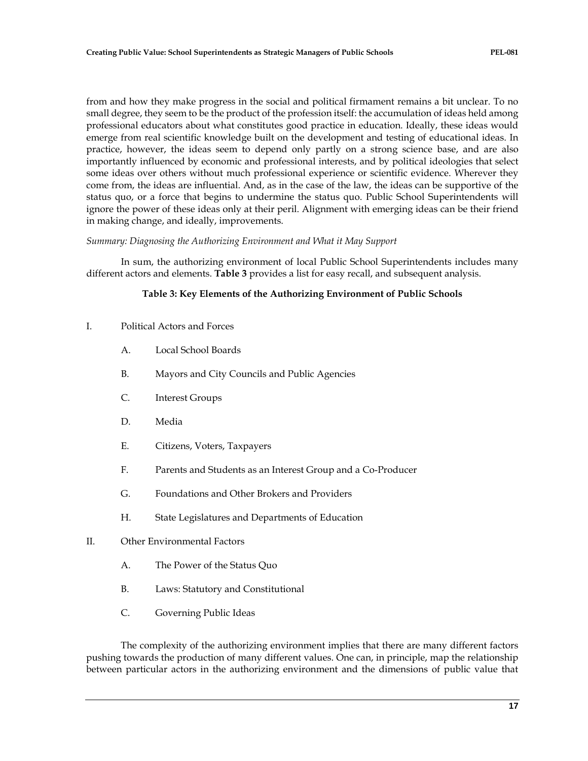from and how they make progress in the social and political firmament remains a bit unclear. To no small degree, they seem to be the product of the profession itself: the accumulation of ideas held among professional educators about what constitutes good practice in education. Ideally, these ideas would emerge from real scientific knowledge built on the development and testing of educational ideas. In practice, however, the ideas seem to depend only partly on a strong science base, and are also importantly influenced by economic and professional interests, and by political ideologies that select some ideas over others without much professional experience or scientific evidence. Wherever they come from, the ideas are influential. And, as in the case of the law, the ideas can be supportive of the status quo, or a force that begins to undermine the status quo. Public School Superintendents will ignore the power of these ideas only at their peril. Alignment with emerging ideas can be their friend in making change, and ideally, improvements.

*Summary: Diagnosing the Authorizing Environment and What it May Support*

In sum, the authorizing environment of local Public School Superintendents includes many different actors and elements. **Table 3** provides a list for easy recall, and subsequent analysis.

**Table 3: Key Elements of the Authorizing Environment of Public Schools**

I. Political Actors and Forces

   A. Local School Boards

   B. Mayors and City Councils and Public Agencies

   C. Interest Groups

   D. Media

   E. Citizens, Voters, Taxpayers

   F. Parents and Students as an Interest Group and a Co-Producer

   G. Foundations and Other Brokers and Providers

   H. State Legislatures and Departments of Education

II. Other Environmental Factors

   A. The Power of the Status Quo

   B. Laws: Statutory and Constitutional

   C. Governing Public Ideas

The complexity of the authorizing environment implies that there are many different factors pushing towards the production of many different values. One can, in principle, map the relationship between particular actors in the authorizing environment and the dimensions of public value that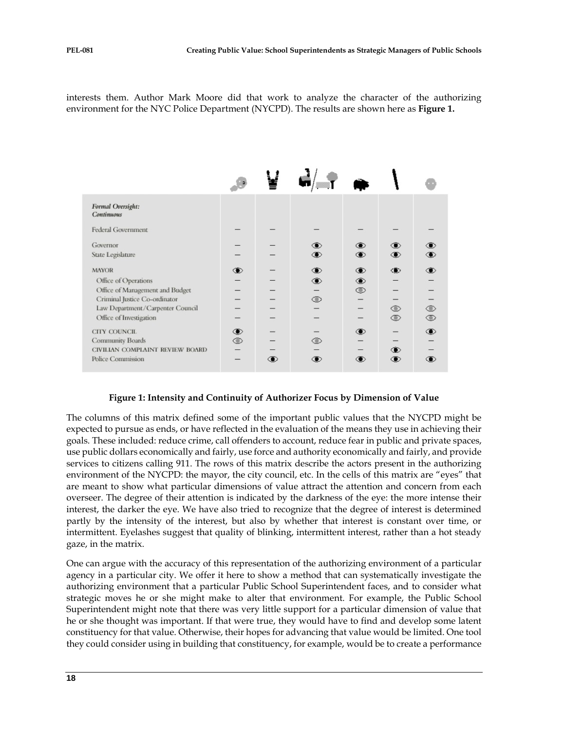interests them. Author Mark Moore did that work to analyze the character of the authorizing environment for the NYC Police Department (NYCPD). The results are shown here as **Figure 1.**

| *Formal Oversight: Continuous* | | | | | | |
|---|---|---|---|---|---|---|
| Federal Government | — | — | — | — | — | — |
| Governor | — | — | ● | ● | ● | ● |
| State Legislature | — | — | ● | ● | ● | ● |
| MAYOR | ● | — | ● | ● | ● | ● |
| Office of Operations | — | — | ● | ● | — | — |
| Office of Management and Budget | — | — | — | ○ | — | — |
| Criminal Justice Co-ordinator | — | — | ○ | — | — | — |
| Law Department/Carpenter Council | — | — | — | — | ○ | ○ |
| Office of Investigation | — | — | — | — | ○ | ○ |
| CITY COUNCIL | ● | — | — | ● | — | ● |
| Community Boards | ○ | — | ○ | — | — | — |
| CIVILIAN COMPLAINT REVIEW BOARD | — | — | — | — | ● | — |
| Police Commission | — | ● | ● | ● | ● | ● |

**Figure 1: Intensity and Continuity of Authorizer Focus by Dimension of Value**

The columns of this matrix defined some of the important public values that the NYCPD might be expected to pursue as ends, or have reflected in the evaluation of the means they use in achieving their goals. These included: reduce crime, call offenders to account, reduce fear in public and private spaces, use public dollars economically and fairly, use force and authority economically and fairly, and provide services to citizens calling 911. The rows of this matrix describe the actors present in the authorizing environment of the NYCPD: the mayor, the city council, etc. In the cells of this matrix are "eyes" that are meant to show what particular dimensions of value attract the attention and concern from each overseer. The degree of their attention is indicated by the darkness of the eye: the more intense their interest, the darker the eye. We have also tried to recognize that the degree of interest is determined partly by the intensity of the interest, but also by whether that interest is constant over time, or intermittent. Eyelashes suggest that quality of blinking, intermittent interest, rather than a hot steady gaze, in the matrix.

One can argue with the accuracy of this representation of the authorizing environment of a particular agency in a particular city. We offer it here to show a method that can systematically investigate the authorizing environment that a particular Public School Superintendent faces, and to consider what strategic moves he or she might make to alter that environment. For example, the Public School Superintendent might note that there was very little support for a particular dimension of value that he or she thought was important. If that were true, they would have to find and develop some latent constituency for that value. Otherwise, their hopes for advancing that value would be limited. One tool they could consider using in building that constituency, for example, would be to create a performance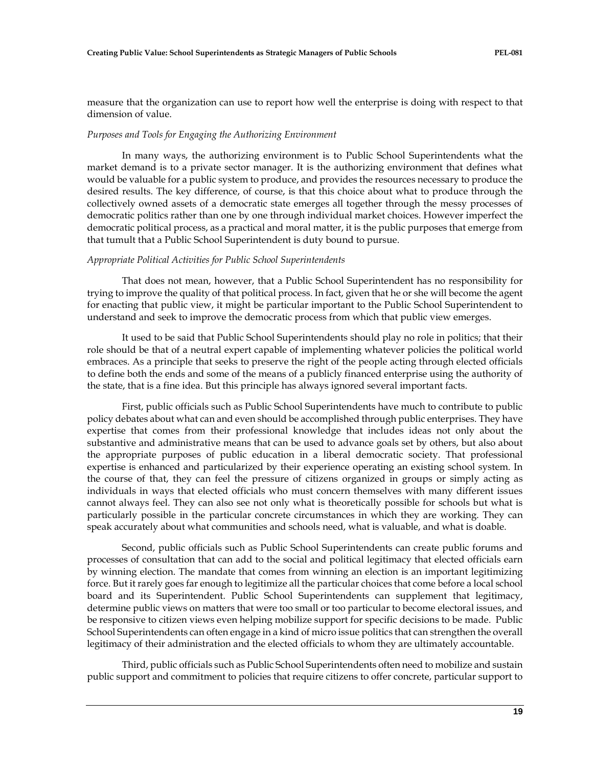measure that the organization can use to report how well the enterprise is doing with respect to that dimension of value.

*Purposes and Tools for Engaging the Authorizing Environment*

In many ways, the authorizing environment is to Public School Superintendents what the market demand is to a private sector manager. It is the authorizing environment that defines what would be valuable for a public system to produce, and provides the resources necessary to produce the desired results. The key difference, of course, is that this choice about what to produce through the collectively owned assets of a democratic state emerges all together through the messy processes of democratic politics rather than one by one through individual market choices. However imperfect the democratic political process, as a practical and moral matter, it is the public purposes that emerge from that tumult that a Public School Superintendent is duty bound to pursue.

*Appropriate Political Activities for Public School Superintendents*

That does not mean, however, that a Public School Superintendent has no responsibility for trying to improve the quality of that political process. In fact, given that he or she will become the agent for enacting that public view, it might be particular important to the Public School Superintendent to understand and seek to improve the democratic process from which that public view emerges.

It used to be said that Public School Superintendents should play no role in politics; that their role should be that of a neutral expert capable of implementing whatever policies the political world embraces. As a principle that seeks to preserve the right of the people acting through elected officials to define both the ends and some of the means of a publicly financed enterprise using the authority of the state, that is a fine idea. But this principle has always ignored several important facts.

First, public officials such as Public School Superintendents have much to contribute to public policy debates about what can and even should be accomplished through public enterprises. They have expertise that comes from their professional knowledge that includes ideas not only about the substantive and administrative means that can be used to advance goals set by others, but also about the appropriate purposes of public education in a liberal democratic society. That professional expertise is enhanced and particularized by their experience operating an existing school system. In the course of that, they can feel the pressure of citizens organized in groups or simply acting as individuals in ways that elected officials who must concern themselves with many different issues cannot always feel. They can also see not only what is theoretically possible for schools but what is particularly possible in the particular concrete circumstances in which they are working. They can speak accurately about what communities and schools need, what is valuable, and what is doable.

Second, public officials such as Public School Superintendents can create public forums and processes of consultation that can add to the social and political legitimacy that elected officials earn by winning election. The mandate that comes from winning an election is an important legitimizing force. But it rarely goes far enough to legitimize all the particular choices that come before a local school board and its Superintendent. Public School Superintendents can supplement that legitimacy, determine public views on matters that were too small or too particular to become electoral issues, and be responsive to citizen views even helping mobilize support for specific decisions to be made. Public School Superintendents can often engage in a kind of micro issue politics that can strengthen the overall legitimacy of their administration and the elected officials to whom they are ultimately accountable.

Third, public officials such as Public School Superintendents often need to mobilize and sustain public support and commitment to policies that require citizens to offer concrete, particular support to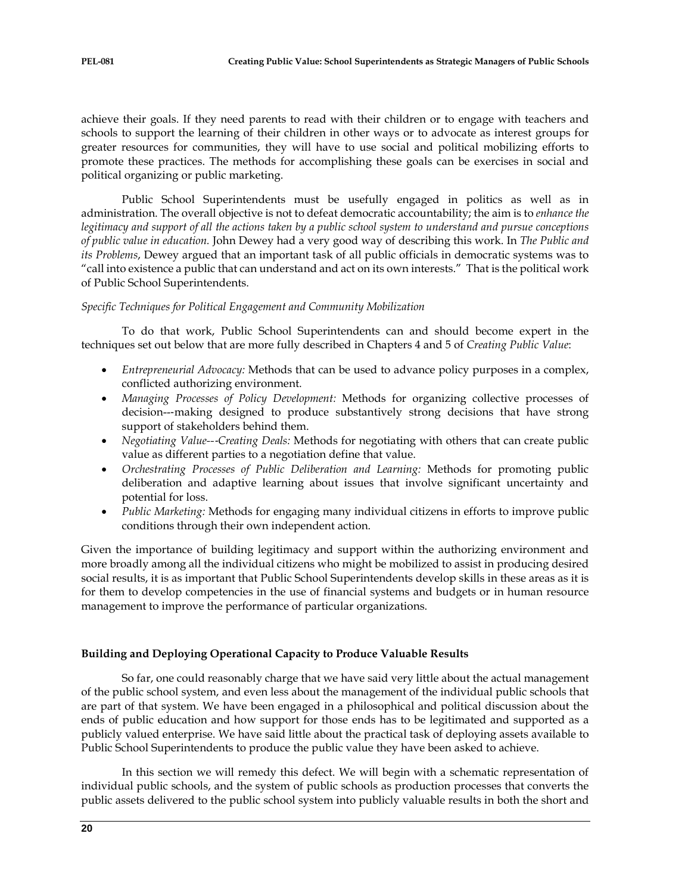achieve their goals. If they need parents to read with their children or to engage with teachers and schools to support the learning of their children in other ways or to advocate as interest groups for greater resources for communities, they will have to use social and political mobilizing efforts to promote these practices. The methods for accomplishing these goals can be exercises in social and political organizing or public marketing.

Public School Superintendents must be usefully engaged in politics as well as in administration. The overall objective is not to defeat democratic accountability; the aim is to *enhance the legitimacy and support of all the actions taken by a public school system to understand and pursue conceptions of public value in education.* John Dewey had a very good way of describing this work. In *The Public and its Problems*, Dewey argued that an important task of all public officials in democratic systems was to "call into existence a public that can understand and act on its own interests." That is the political work of Public School Superintendents.

*Specific Techniques for Political Engagement and Community Mobilization*

To do that work, Public School Superintendents can and should become expert in the techniques set out below that are more fully described in Chapters 4 and 5 of *Creating Public Value*:

- *Entrepreneurial Advocacy:* Methods that can be used to advance policy purposes in a complex, conflicted authorizing environment.
- *Managing Processes of Policy Development:* Methods for organizing collective processes of decision---making designed to produce substantively strong decisions that have strong support of stakeholders behind them.
- *Negotiating Value---Creating Deals:* Methods for negotiating with others that can create public value as different parties to a negotiation define that value.
- *Orchestrating Processes of Public Deliberation and Learning:* Methods for promoting public deliberation and adaptive learning about issues that involve significant uncertainty and potential for loss.
- *Public Marketing:* Methods for engaging many individual citizens in efforts to improve public conditions through their own independent action.

Given the importance of building legitimacy and support within the authorizing environment and more broadly among all the individual citizens who might be mobilized to assist in producing desired social results, it is as important that Public School Superintendents develop skills in these areas as it is for them to develop competencies in the use of financial systems and budgets or in human resource management to improve the performance of particular organizations.

**Building and Deploying Operational Capacity to Produce Valuable Results**

So far, one could reasonably charge that we have said very little about the actual management of the public school system, and even less about the management of the individual public schools that are part of that system. We have been engaged in a philosophical and political discussion about the ends of public education and how support for those ends has to be legitimated and supported as a publicly valued enterprise. We have said little about the practical task of deploying assets available to Public School Superintendents to produce the public value they have been asked to achieve.

In this section we will remedy this defect. We will begin with a schematic representation of individual public schools, and the system of public schools as production processes that converts the public assets delivered to the public school system into publicly valuable results in both the short and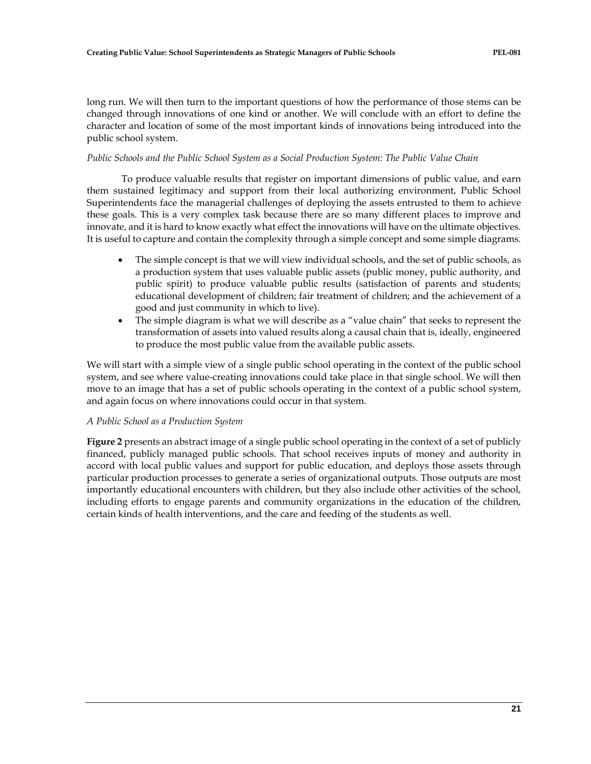long run. We will then turn to the important questions of how the performance of those stems can be changed through innovations of one kind or another. We will conclude with an effort to define the character and location of some of the most important kinds of innovations being introduced into the public school system.

*Public Schools and the Public School System as a Social Production System: The Public Value Chain*

To produce valuable results that register on important dimensions of public value, and earn them sustained legitimacy and support from their local authorizing environment, Public School Superintendents face the managerial challenges of deploying the assets entrusted to them to achieve these goals. This is a very complex task because there are so many different places to improve and innovate, and it is hard to know exactly what effect the innovations will have on the ultimate objectives. It is useful to capture and contain the complexity through a simple concept and some simple diagrams.

- The simple concept is that we will view individual schools, and the set of public schools, as a production system that uses valuable public assets (public money, public authority, and public spirit) to produce valuable public results (satisfaction of parents and students; educational development of children; fair treatment of children; and the achievement of a good and just community in which to live).
- The simple diagram is what we will describe as a "value chain" that seeks to represent the transformation of assets into valued results along a causal chain that is, ideally, engineered to produce the most public value from the available public assets.

We will start with a simple view of a single public school operating in the context of the public school system, and see where value-creating innovations could take place in that single school. We will then move to an image that has a set of public schools operating in the context of a public school system, and again focus on where innovations could occur in that system.

*A Public School as a Production System*

**Figure 2** presents an abstract image of a single public school operating in the context of a set of publicly financed, publicly managed public schools. That school receives inputs of money and authority in accord with local public values and support for public education, and deploys those assets through particular production processes to generate a series of organizational outputs. Those outputs are most importantly educational encounters with children, but they also include other activities of the school, including efforts to engage parents and community organizations in the education of the children, certain kinds of health interventions, and the care and feeding of the students as well.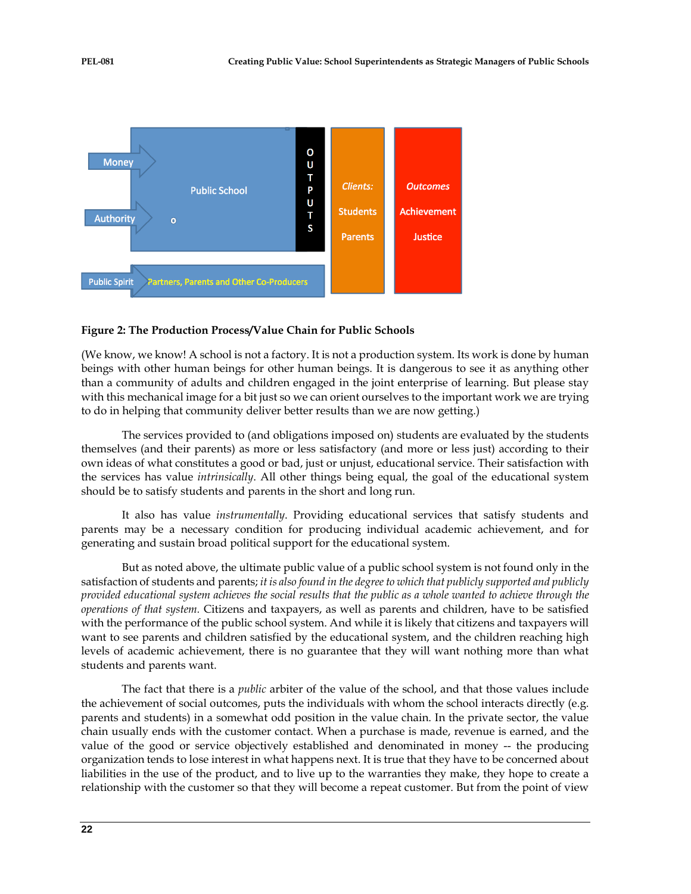Money

Authority

Public School

O U T P U T S

*Clients:*

Students

Parents

*Outcomes*

Achievement

Justice

Public Spirit

Partners, Parents and Other Co-Producers

**Figure 2: The Production Process/Value Chain for Public Schools**

(We know, we know! A school is not a factory. It is not a production system. Its work is done by human beings with other human beings for other human beings. It is dangerous to see it as anything other than a community of adults and children engaged in the joint enterprise of learning. But please stay with this mechanical image for a bit just so we can orient ourselves to the important work we are trying to do in helping that community deliver better results than we are now getting.)

The services provided to (and obligations imposed on) students are evaluated by the students themselves (and their parents) as more or less satisfactory (and more or less just) according to their own ideas of what constitutes a good or bad, just or unjust, educational service. Their satisfaction with the services has value *intrinsically*. All other things being equal, the goal of the educational system should be to satisfy students and parents in the short and long run.

It also has value *instrumentally*. Providing educational services that satisfy students and parents may be a necessary condition for producing individual academic achievement, and for generating and sustain broad political support for the educational system.

But as noted above, the ultimate public value of a public school system is not found only in the satisfaction of students and parents; *it is also found in the degree to which that publicly supported and publicly provided educational system achieves the social results that the public as a whole wanted to achieve through the operations of that system.* Citizens and taxpayers, as well as parents and children, have to be satisfied with the performance of the public school system. And while it is likely that citizens and taxpayers will want to see parents and children satisfied by the educational system, and the children reaching high levels of academic achievement, there is no guarantee that they will want nothing more than what students and parents want.

The fact that there is a *public* arbiter of the value of the school, and that those values include the achievement of social outcomes, puts the individuals with whom the school interacts directly (e.g. parents and students) in a somewhat odd position in the value chain. In the private sector, the value chain usually ends with the customer contact. When a purchase is made, revenue is earned, and the value of the good or service objectively established and denominated in money -- the producing organization tends to lose interest in what happens next. It is true that they have to be concerned about liabilities in the use of the product, and to live up to the warranties they make, they hope to create a relationship with the customer so that they will become a repeat customer. But from the point of view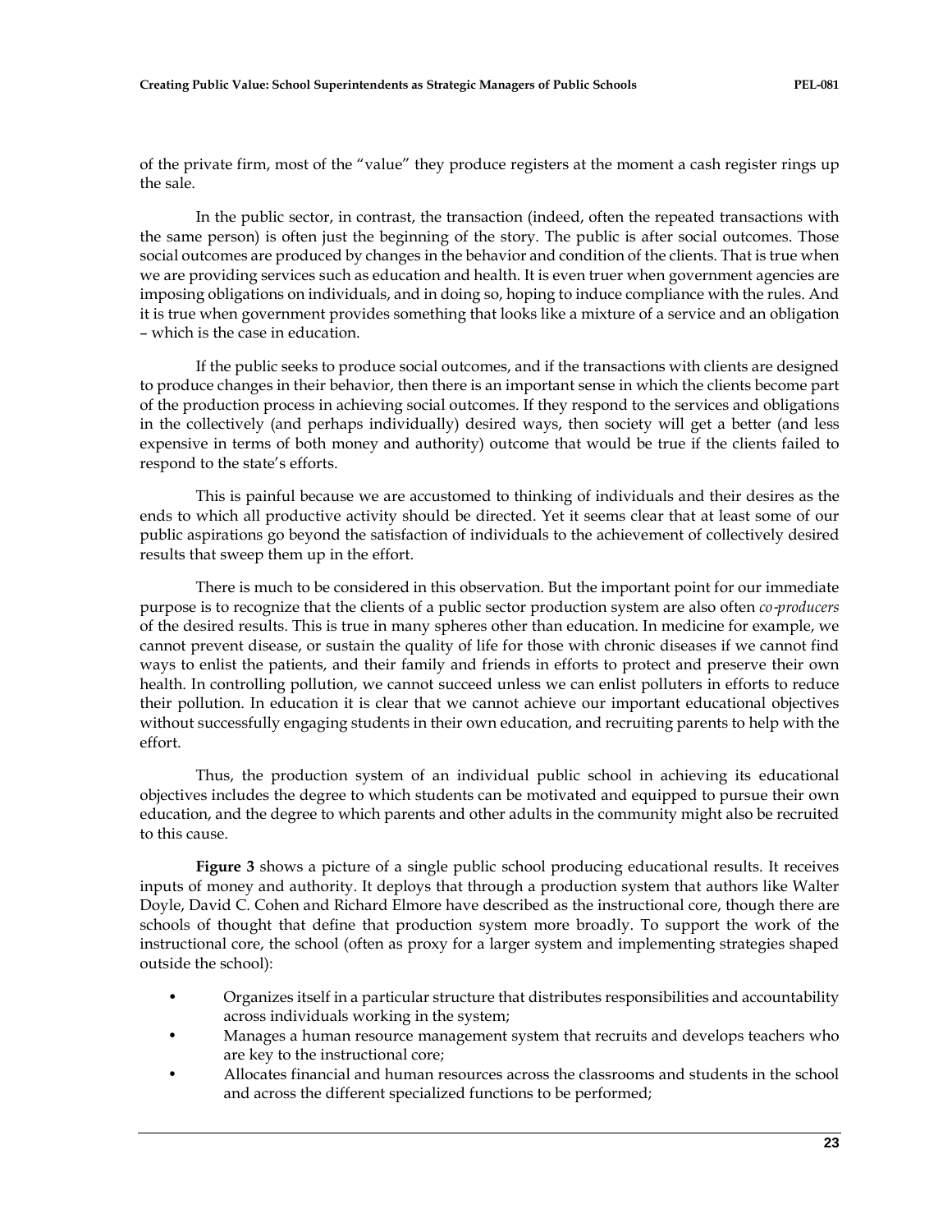of the private firm, most of the "value" they produce registers at the moment a cash register rings up the sale.

In the public sector, in contrast, the transaction (indeed, often the repeated transactions with the same person) is often just the beginning of the story. The public is after social outcomes. Those social outcomes are produced by changes in the behavior and condition of the clients. That is true when we are providing services such as education and health. It is even truer when government agencies are imposing obligations on individuals, and in doing so, hoping to induce compliance with the rules. And it is true when government provides something that looks like a mixture of a service and an obligation – which is the case in education.

If the public seeks to produce social outcomes, and if the transactions with clients are designed to produce changes in their behavior, then there is an important sense in which the clients become part of the production process in achieving social outcomes. If they respond to the services and obligations in the collectively (and perhaps individually) desired ways, then society will get a better (and less expensive in terms of both money and authority) outcome that would be true if the clients failed to respond to the state's efforts.

This is painful because we are accustomed to thinking of individuals and their desires as the ends to which all productive activity should be directed. Yet it seems clear that at least some of our public aspirations go beyond the satisfaction of individuals to the achievement of collectively desired results that sweep them up in the effort.

There is much to be considered in this observation. But the important point for our immediate purpose is to recognize that the clients of a public sector production system are also often *co-producers* of the desired results. This is true in many spheres other than education. In medicine for example, we cannot prevent disease, or sustain the quality of life for those with chronic diseases if we cannot find ways to enlist the patients, and their family and friends in efforts to protect and preserve their own health. In controlling pollution, we cannot succeed unless we can enlist polluters in efforts to reduce their pollution. In education it is clear that we cannot achieve our important educational objectives without successfully engaging students in their own education, and recruiting parents to help with the effort.

Thus, the production system of an individual public school in achieving its educational objectives includes the degree to which students can be motivated and equipped to pursue their own education, and the degree to which parents and other adults in the community might also be recruited to this cause.

**Figure 3** shows a picture of a single public school producing educational results. It receives inputs of money and authority. It deploys that through a production system that authors like Walter Doyle, David C. Cohen and Richard Elmore have described as the instructional core, though there are schools of thought that define that production system more broadly. To support the work of the instructional core, the school (often as proxy for a larger system and implementing strategies shaped outside the school):

- Organizes itself in a particular structure that distributes responsibilities and accountability across individuals working in the system;
- Manages a human resource management system that recruits and develops teachers who are key to the instructional core;
- Allocates financial and human resources across the classrooms and students in the school and across the different specialized functions to be performed;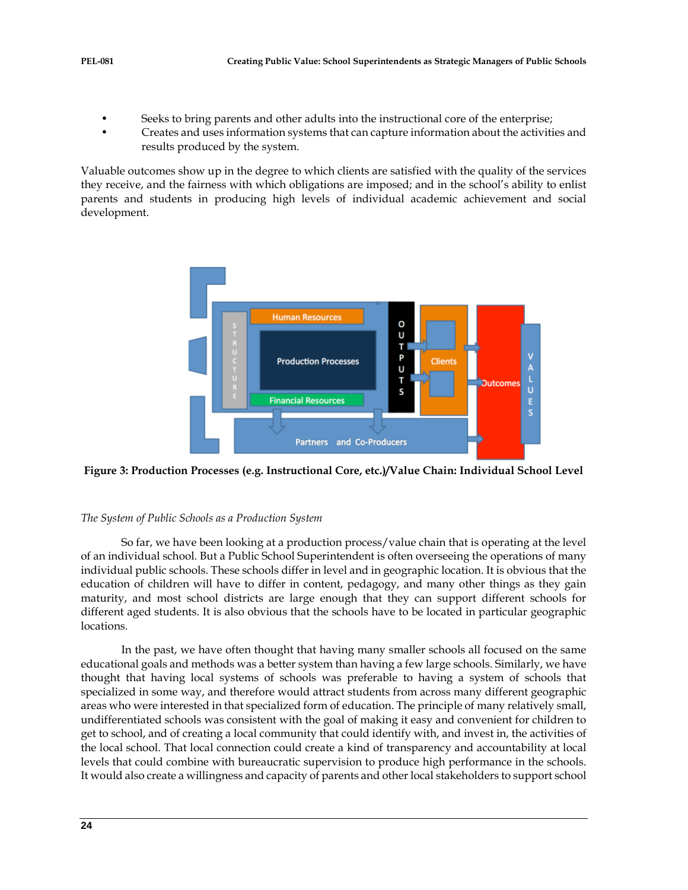- Seeks to bring parents and other adults into the instructional core of the enterprise;
- Creates and uses information systems that can capture information about the activities and results produced by the system.

Valuable outcomes show up in the degree to which clients are satisfied with the quality of the services they receive, and the fairness with which obligations are imposed; and in the school's ability to enlist parents and students in producing high levels of individual academic achievement and social development.

**Figure 3: Production Processes (e.g. Instructional Core, etc.)/Value Chain: Individual School Level**

*The System of Public Schools as a Production System*

So far, we have been looking at a production process/value chain that is operating at the level of an individual school. But a Public School Superintendent is often overseeing the operations of many individual public schools. These schools differ in level and in geographic location. It is obvious that the education of children will have to differ in content, pedagogy, and many other things as they gain maturity, and most school districts are large enough that they can support different schools for different aged students. It is also obvious that the schools have to be located in particular geographic locations.

In the past, we have often thought that having many smaller schools all focused on the same educational goals and methods was a better system than having a few large schools. Similarly, we have thought that having local systems of schools was preferable to having a system of schools that specialized in some way, and therefore would attract students from across many different geographic areas who were interested in that specialized form of education. The principle of many relatively small, undifferentiated schools was consistent with the goal of making it easy and convenient for children to get to school, and of creating a local community that could identify with, and invest in, the activities of the local school. That local connection could create a kind of transparency and accountability at local levels that could combine with bureaucratic supervision to produce high performance in the schools. It would also create a willingness and capacity of parents and other local stakeholders to support school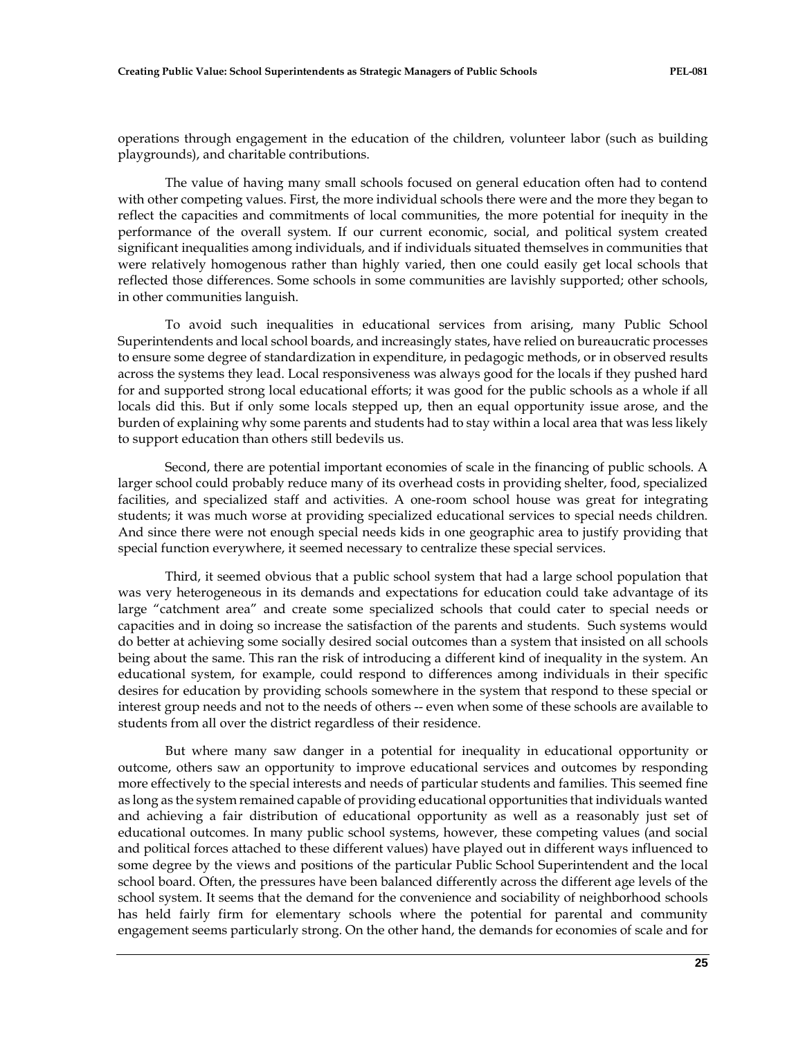operations through engagement in the education of the children, volunteer labor (such as building playgrounds), and charitable contributions.

The value of having many small schools focused on general education often had to contend with other competing values. First, the more individual schools there were and the more they began to reflect the capacities and commitments of local communities, the more potential for inequity in the performance of the overall system. If our current economic, social, and political system created significant inequalities among individuals, and if individuals situated themselves in communities that were relatively homogenous rather than highly varied, then one could easily get local schools that reflected those differences. Some schools in some communities are lavishly supported; other schools, in other communities languish.

To avoid such inequalities in educational services from arising, many Public School Superintendents and local school boards, and increasingly states, have relied on bureaucratic processes to ensure some degree of standardization in expenditure, in pedagogic methods, or in observed results across the systems they lead. Local responsiveness was always good for the locals if they pushed hard for and supported strong local educational efforts; it was good for the public schools as a whole if all locals did this. But if only some locals stepped up, then an equal opportunity issue arose, and the burden of explaining why some parents and students had to stay within a local area that was less likely to support education than others still bedevils us.

Second, there are potential important economies of scale in the financing of public schools. A larger school could probably reduce many of its overhead costs in providing shelter, food, specialized facilities, and specialized staff and activities. A one-room school house was great for integrating students; it was much worse at providing specialized educational services to special needs children. And since there were not enough special needs kids in one geographic area to justify providing that special function everywhere, it seemed necessary to centralize these special services.

Third, it seemed obvious that a public school system that had a large school population that was very heterogeneous in its demands and expectations for education could take advantage of its large "catchment area" and create some specialized schools that could cater to special needs or capacities and in doing so increase the satisfaction of the parents and students. Such systems would do better at achieving some socially desired social outcomes than a system that insisted on all schools being about the same. This ran the risk of introducing a different kind of inequality in the system. An educational system, for example, could respond to differences among individuals in their specific desires for education by providing schools somewhere in the system that respond to these special or interest group needs and not to the needs of others -- even when some of these schools are available to students from all over the district regardless of their residence.

But where many saw danger in a potential for inequality in educational opportunity or outcome, others saw an opportunity to improve educational services and outcomes by responding more effectively to the special interests and needs of particular students and families. This seemed fine as long as the system remained capable of providing educational opportunities that individuals wanted and achieving a fair distribution of educational opportunity as well as a reasonably just set of educational outcomes. In many public school systems, however, these competing values (and social and political forces attached to these different values) have played out in different ways influenced to some degree by the views and positions of the particular Public School Superintendent and the local school board. Often, the pressures have been balanced differently across the different age levels of the school system. It seems that the demand for the convenience and sociability of neighborhood schools has held fairly firm for elementary schools where the potential for parental and community engagement seems particularly strong. On the other hand, the demands for economies of scale and for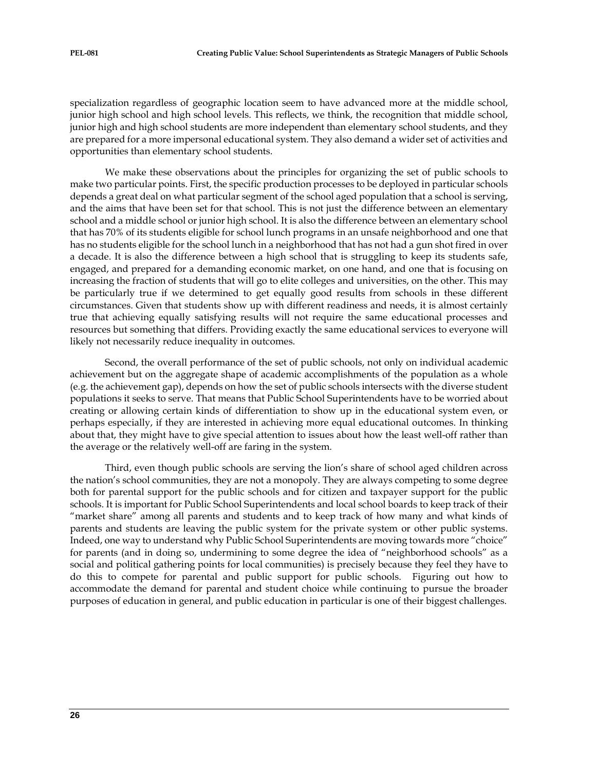specialization regardless of geographic location seem to have advanced more at the middle school, junior high school and high school levels. This reflects, we think, the recognition that middle school, junior high and high school students are more independent than elementary school students, and they are prepared for a more impersonal educational system. They also demand a wider set of activities and opportunities than elementary school students.

We make these observations about the principles for organizing the set of public schools to make two particular points. First, the specific production processes to be deployed in particular schools depends a great deal on what particular segment of the school aged population that a school is serving, and the aims that have been set for that school. This is not just the difference between an elementary school and a middle school or junior high school. It is also the difference between an elementary school that has 70% of its students eligible for school lunch programs in an unsafe neighborhood and one that has no students eligible for the school lunch in a neighborhood that has not had a gun shot fired in over a decade. It is also the difference between a high school that is struggling to keep its students safe, engaged, and prepared for a demanding economic market, on one hand, and one that is focusing on increasing the fraction of students that will go to elite colleges and universities, on the other. This may be particularly true if we determined to get equally good results from schools in these different circumstances. Given that students show up with different readiness and needs, it is almost certainly true that achieving equally satisfying results will not require the same educational processes and resources but something that differs. Providing exactly the same educational services to everyone will likely not necessarily reduce inequality in outcomes.

Second, the overall performance of the set of public schools, not only on individual academic achievement but on the aggregate shape of academic accomplishments of the population as a whole (e.g. the achievement gap), depends on how the set of public schools intersects with the diverse student populations it seeks to serve. That means that Public School Superintendents have to be worried about creating or allowing certain kinds of differentiation to show up in the educational system even, or perhaps especially, if they are interested in achieving more equal educational outcomes. In thinking about that, they might have to give special attention to issues about how the least well-off rather than the average or the relatively well-off are faring in the system.

Third, even though public schools are serving the lion's share of school aged children across the nation's school communities, they are not a monopoly. They are always competing to some degree both for parental support for the public schools and for citizen and taxpayer support for the public schools. It is important for Public School Superintendents and local school boards to keep track of their "market share" among all parents and students and to keep track of how many and what kinds of parents and students are leaving the public system for the private system or other public systems. Indeed, one way to understand why Public School Superintendents are moving towards more "choice" for parents (and in doing so, undermining to some degree the idea of "neighborhood schools" as a social and political gathering points for local communities) is precisely because they feel they have to do this to compete for parental and public support for public schools. Figuring out how to accommodate the demand for parental and student choice while continuing to pursue the broader purposes of education in general, and public education in particular is one of their biggest challenges.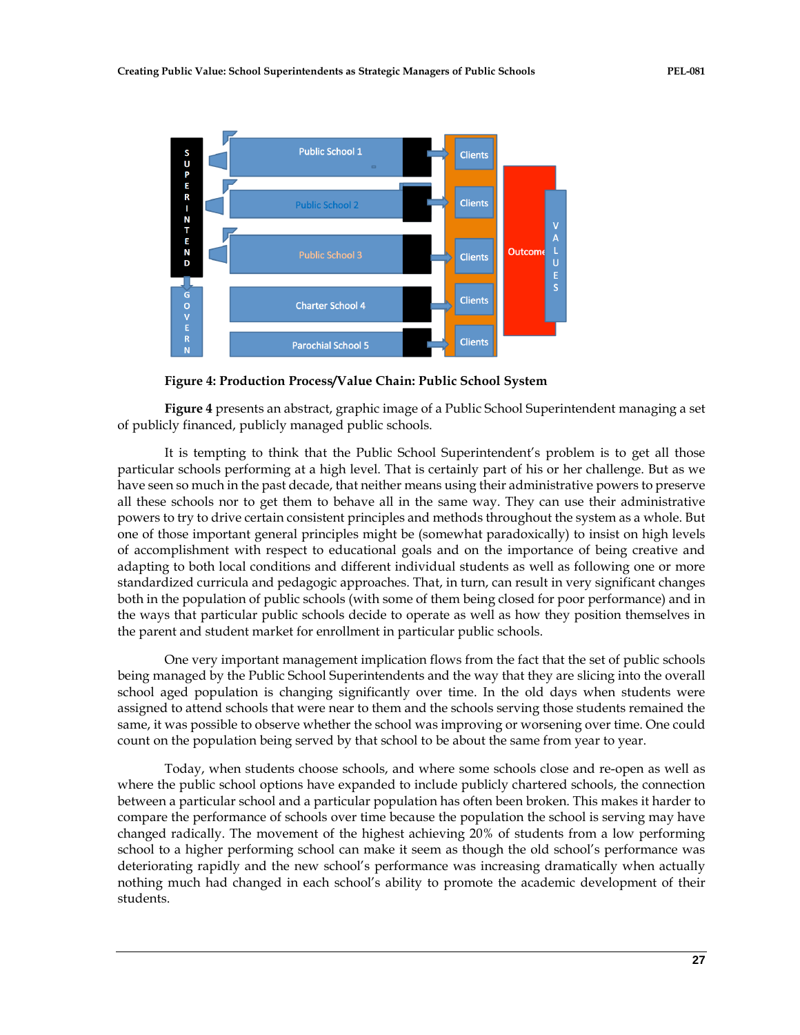**Figure 4: Production Process/Value Chain: Public School System**

**Figure 4** presents an abstract, graphic image of a Public School Superintendent managing a set of publicly financed, publicly managed public schools.

It is tempting to think that the Public School Superintendent's problem is to get all those particular schools performing at a high level. That is certainly part of his or her challenge. But as we have seen so much in the past decade, that neither means using their administrative powers to preserve all these schools nor to get them to behave all in the same way. They can use their administrative powers to try to drive certain consistent principles and methods throughout the system as a whole. But one of those important general principles might be (somewhat paradoxically) to insist on high levels of accomplishment with respect to educational goals and on the importance of being creative and adapting to both local conditions and different individual students as well as following one or more standardized curricula and pedagogic approaches. That, in turn, can result in very significant changes both in the population of public schools (with some of them being closed for poor performance) and in the ways that particular public schools decide to operate as well as how they position themselves in the parent and student market for enrollment in particular public schools.

One very important management implication flows from the fact that the set of public schools being managed by the Public School Superintendents and the way that they are slicing into the overall school aged population is changing significantly over time. In the old days when students were assigned to attend schools that were near to them and the schools serving those students remained the same, it was possible to observe whether the school was improving or worsening over time. One could count on the population being served by that school to be about the same from year to year.

Today, when students choose schools, and where some schools close and re-open as well as where the public school options have expanded to include publicly chartered schools, the connection between a particular school and a particular population has often been broken. This makes it harder to compare the performance of schools over time because the population the school is serving may have changed radically. The movement of the highest achieving 20% of students from a low performing school to a higher performing school can make it seem as though the old school's performance was deteriorating rapidly and the new school's performance was increasing dramatically when actually nothing much had changed in each school's ability to promote the academic development of their students.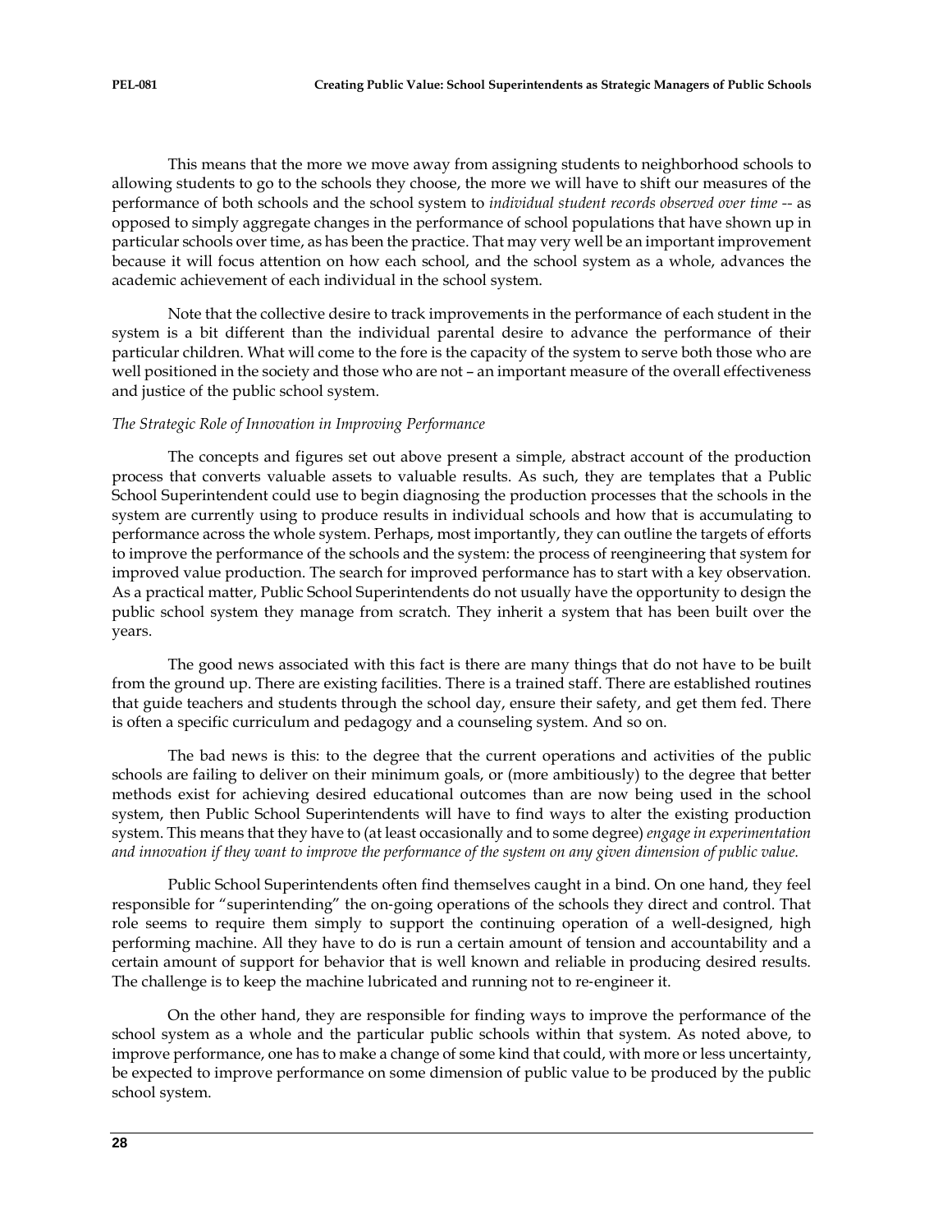This means that the more we move away from assigning students to neighborhood schools to allowing students to go to the schools they choose, the more we will have to shift our measures of the performance of both schools and the school system to *individual student records observed over time* -- as opposed to simply aggregate changes in the performance of school populations that have shown up in particular schools over time, as has been the practice. That may very well be an important improvement because it will focus attention on how each school, and the school system as a whole, advances the academic achievement of each individual in the school system.

Note that the collective desire to track improvements in the performance of each student in the system is a bit different than the individual parental desire to advance the performance of their particular children. What will come to the fore is the capacity of the system to serve both those who are well positioned in the society and those who are not – an important measure of the overall effectiveness and justice of the public school system.

*The Strategic Role of Innovation in Improving Performance*

The concepts and figures set out above present a simple, abstract account of the production process that converts valuable assets to valuable results. As such, they are templates that a Public School Superintendent could use to begin diagnosing the production processes that the schools in the system are currently using to produce results in individual schools and how that is accumulating to performance across the whole system. Perhaps, most importantly, they can outline the targets of efforts to improve the performance of the schools and the system: the process of reengineering that system for improved value production. The search for improved performance has to start with a key observation. As a practical matter, Public School Superintendents do not usually have the opportunity to design the public school system they manage from scratch. They inherit a system that has been built over the years.

The good news associated with this fact is there are many things that do not have to be built from the ground up. There are existing facilities. There is a trained staff. There are established routines that guide teachers and students through the school day, ensure their safety, and get them fed. There is often a specific curriculum and pedagogy and a counseling system. And so on.

The bad news is this: to the degree that the current operations and activities of the public schools are failing to deliver on their minimum goals, or (more ambitiously) to the degree that better methods exist for achieving desired educational outcomes than are now being used in the school system, then Public School Superintendents will have to find ways to alter the existing production system. This means that they have to (at least occasionally and to some degree) *engage in experimentation and innovation if they want to improve the performance of the system on any given dimension of public value.*

Public School Superintendents often find themselves caught in a bind. On one hand, they feel responsible for "superintending" the on-going operations of the schools they direct and control. That role seems to require them simply to support the continuing operation of a well-designed, high performing machine. All they have to do is run a certain amount of tension and accountability and a certain amount of support for behavior that is well known and reliable in producing desired results. The challenge is to keep the machine lubricated and running not to re-engineer it.

On the other hand, they are responsible for finding ways to improve the performance of the school system as a whole and the particular public schools within that system. As noted above, to improve performance, one has to make a change of some kind that could, with more or less uncertainty, be expected to improve performance on some dimension of public value to be produced by the public school system.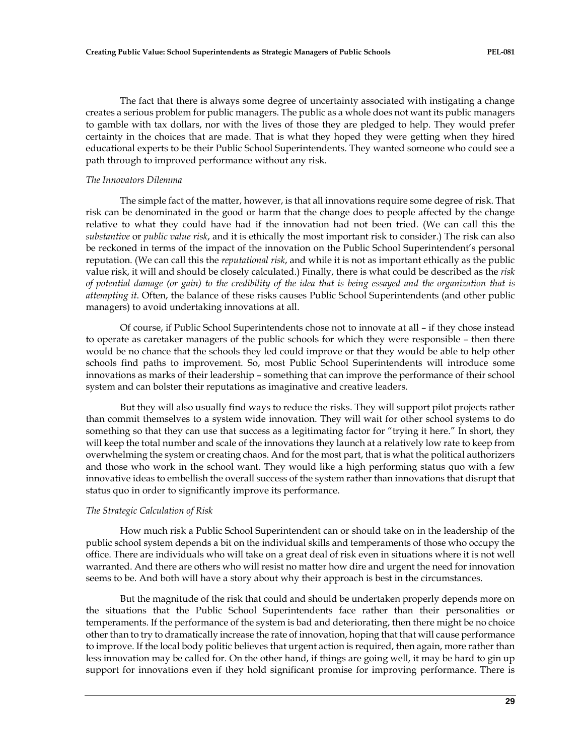The fact that there is always some degree of uncertainty associated with instigating a change creates a serious problem for public managers. The public as a whole does not want its public managers to gamble with tax dollars, nor with the lives of those they are pledged to help. They would prefer certainty in the choices that are made. That is what they hoped they were getting when they hired educational experts to be their Public School Superintendents. They wanted someone who could see a path through to improved performance without any risk.

*The Innovators Dilemma*

The simple fact of the matter, however, is that all innovations require some degree of risk. That risk can be denominated in the good or harm that the change does to people affected by the change relative to what they could have had if the innovation had not been tried. (We can call this the *substantive* or *public value risk*, and it is ethically the most important risk to consider.) The risk can also be reckoned in terms of the impact of the innovation on the Public School Superintendent's personal reputation. (We can call this the *reputational risk*, and while it is not as important ethically as the public value risk, it will and should be closely calculated.) Finally, there is what could be described as the *risk of potential damage (or gain) to the credibility of the idea that is being essayed and the organization that is attempting it*. Often, the balance of these risks causes Public School Superintendents (and other public managers) to avoid undertaking innovations at all.

Of course, if Public School Superintendents chose not to innovate at all – if they chose instead to operate as caretaker managers of the public schools for which they were responsible – then there would be no chance that the schools they led could improve or that they would be able to help other schools find paths to improvement. So, most Public School Superintendents will introduce some innovations as marks of their leadership – something that can improve the performance of their school system and can bolster their reputations as imaginative and creative leaders.

But they will also usually find ways to reduce the risks. They will support pilot projects rather than commit themselves to a system wide innovation. They will wait for other school systems to do something so that they can use that success as a legitimating factor for "trying it here." In short, they will keep the total number and scale of the innovations they launch at a relatively low rate to keep from overwhelming the system or creating chaos. And for the most part, that is what the political authorizers and those who work in the school want. They would like a high performing status quo with a few innovative ideas to embellish the overall success of the system rather than innovations that disrupt that status quo in order to significantly improve its performance.

*The Strategic Calculation of Risk*

How much risk a Public School Superintendent can or should take on in the leadership of the public school system depends a bit on the individual skills and temperaments of those who occupy the office. There are individuals who will take on a great deal of risk even in situations where it is not well warranted. And there are others who will resist no matter how dire and urgent the need for innovation seems to be. And both will have a story about why their approach is best in the circumstances.

But the magnitude of the risk that could and should be undertaken properly depends more on the situations that the Public School Superintendents face rather than their personalities or temperaments. If the performance of the system is bad and deteriorating, then there might be no choice other than to try to dramatically increase the rate of innovation, hoping that that will cause performance to improve. If the local body politic believes that urgent action is required, then again, more rather than less innovation may be called for. On the other hand, if things are going well, it may be hard to gin up support for innovations even if they hold significant promise for improving performance. There is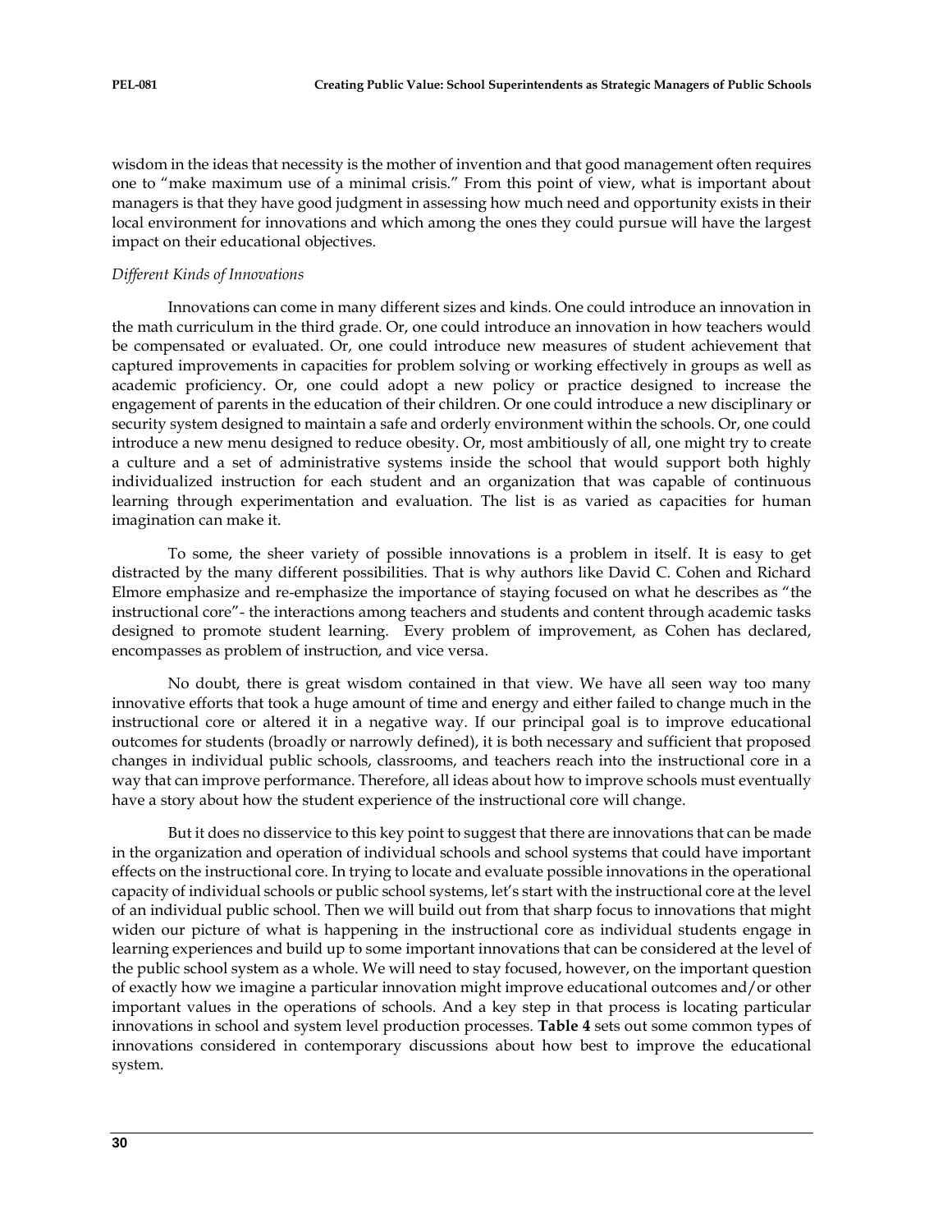wisdom in the ideas that necessity is the mother of invention and that good management often requires one to "make maximum use of a minimal crisis." From this point of view, what is important about managers is that they have good judgment in assessing how much need and opportunity exists in their local environment for innovations and which among the ones they could pursue will have the largest impact on their educational objectives.

*Different Kinds of Innovations*

Innovations can come in many different sizes and kinds. One could introduce an innovation in the math curriculum in the third grade. Or, one could introduce an innovation in how teachers would be compensated or evaluated. Or, one could introduce new measures of student achievement that captured improvements in capacities for problem solving or working effectively in groups as well as academic proficiency. Or, one could adopt a new policy or practice designed to increase the engagement of parents in the education of their children. Or one could introduce a new disciplinary or security system designed to maintain a safe and orderly environment within the schools. Or, one could introduce a new menu designed to reduce obesity. Or, most ambitiously of all, one might try to create a culture and a set of administrative systems inside the school that would support both highly individualized instruction for each student and an organization that was capable of continuous learning through experimentation and evaluation. The list is as varied as capacities for human imagination can make it.

To some, the sheer variety of possible innovations is a problem in itself. It is easy to get distracted by the many different possibilities. That is why authors like David C. Cohen and Richard Elmore emphasize and re-emphasize the importance of staying focused on what he describes as "the instructional core"- the interactions among teachers and students and content through academic tasks designed to promote student learning. Every problem of improvement, as Cohen has declared, encompasses as problem of instruction, and vice versa.

No doubt, there is great wisdom contained in that view. We have all seen way too many innovative efforts that took a huge amount of time and energy and either failed to change much in the instructional core or altered it in a negative way. If our principal goal is to improve educational outcomes for students (broadly or narrowly defined), it is both necessary and sufficient that proposed changes in individual public schools, classrooms, and teachers reach into the instructional core in a way that can improve performance. Therefore, all ideas about how to improve schools must eventually have a story about how the student experience of the instructional core will change.

But it does no disservice to this key point to suggest that there are innovations that can be made in the organization and operation of individual schools and school systems that could have important effects on the instructional core. In trying to locate and evaluate possible innovations in the operational capacity of individual schools or public school systems, let's start with the instructional core at the level of an individual public school. Then we will build out from that sharp focus to innovations that might widen our picture of what is happening in the instructional core as individual students engage in learning experiences and build up to some important innovations that can be considered at the level of the public school system as a whole. We will need to stay focused, however, on the important question of exactly how we imagine a particular innovation might improve educational outcomes and/or other important values in the operations of schools. And a key step in that process is locating particular innovations in school and system level production processes. **Table 4** sets out some common types of innovations considered in contemporary discussions about how best to improve the educational system.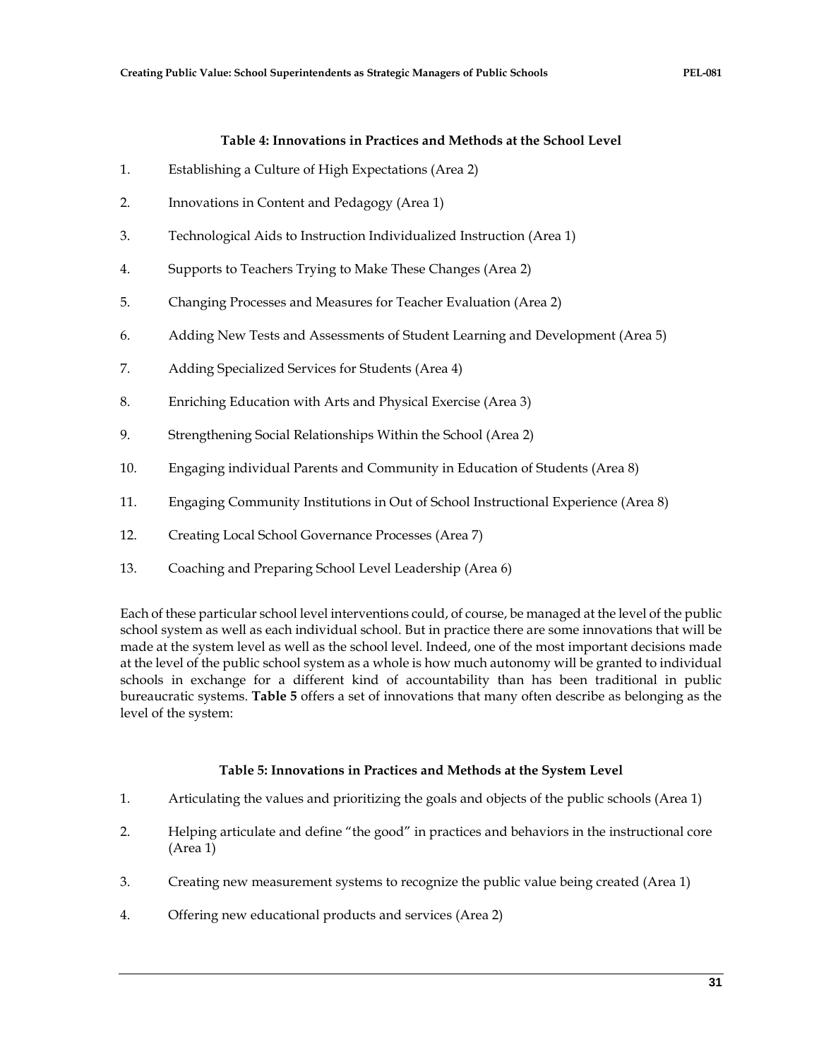**Table 4: Innovations in Practices and Methods at the School Level**

1. Establishing a Culture of High Expectations (Area 2)
2. Innovations in Content and Pedagogy (Area 1)
3. Technological Aids to Instruction Individualized Instruction (Area 1)
4. Supports to Teachers Trying to Make These Changes (Area 2)
5. Changing Processes and Measures for Teacher Evaluation (Area 2)
6. Adding New Tests and Assessments of Student Learning and Development (Area 5)
7. Adding Specialized Services for Students (Area 4)
8. Enriching Education with Arts and Physical Exercise (Area 3)
9. Strengthening Social Relationships Within the School (Area 2)
10. Engaging individual Parents and Community in Education of Students (Area 8)
11. Engaging Community Institutions in Out of School Instructional Experience (Area 8)
12. Creating Local School Governance Processes (Area 7)
13. Coaching and Preparing School Level Leadership (Area 6)

Each of these particular school level interventions could, of course, be managed at the level of the public school system as well as each individual school. But in practice there are some innovations that will be made at the system level as well as the school level. Indeed, one of the most important decisions made at the level of the public school system as a whole is how much autonomy will be granted to individual schools in exchange for a different kind of accountability than has been traditional in public bureaucratic systems. **Table 5** offers a set of innovations that many often describe as belonging as the level of the system:

**Table 5: Innovations in Practices and Methods at the System Level**

1. Articulating the values and prioritizing the goals and objects of the public schools (Area 1)
2. Helping articulate and define "the good" in practices and behaviors in the instructional core (Area 1)
3. Creating new measurement systems to recognize the public value being created (Area 1)
4. Offering new educational products and services (Area 2)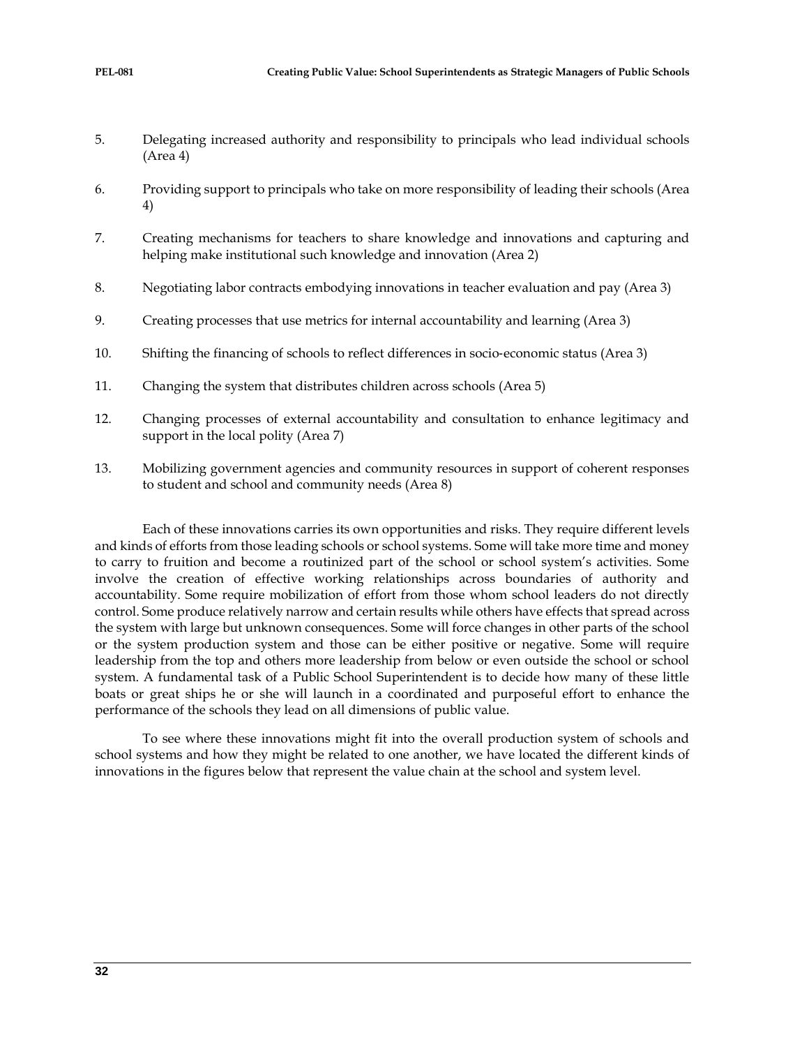5. Delegating increased authority and responsibility to principals who lead individual schools (Area 4)

6. Providing support to principals who take on more responsibility of leading their schools (Area 4)

7. Creating mechanisms for teachers to share knowledge and innovations and capturing and helping make institutional such knowledge and innovation (Area 2)

8. Negotiating labor contracts embodying innovations in teacher evaluation and pay (Area 3)

9. Creating processes that use metrics for internal accountability and learning (Area 3)

10. Shifting the financing of schools to reflect differences in socio-economic status (Area 3)

11. Changing the system that distributes children across schools (Area 5)

12. Changing processes of external accountability and consultation to enhance legitimacy and support in the local polity (Area 7)

13. Mobilizing government agencies and community resources in support of coherent responses to student and school and community needs (Area 8)

Each of these innovations carries its own opportunities and risks. They require different levels and kinds of efforts from those leading schools or school systems. Some will take more time and money to carry to fruition and become a routinized part of the school or school system's activities. Some involve the creation of effective working relationships across boundaries of authority and accountability. Some require mobilization of effort from those whom school leaders do not directly control. Some produce relatively narrow and certain results while others have effects that spread across the system with large but unknown consequences. Some will force changes in other parts of the school or the system production system and those can be either positive or negative. Some will require leadership from the top and others more leadership from below or even outside the school or school system. A fundamental task of a Public School Superintendent is to decide how many of these little boats or great ships he or she will launch in a coordinated and purposeful effort to enhance the performance of the schools they lead on all dimensions of public value.

To see where these innovations might fit into the overall production system of schools and school systems and how they might be related to one another, we have located the different kinds of innovations in the figures below that represent the value chain at the school and system level.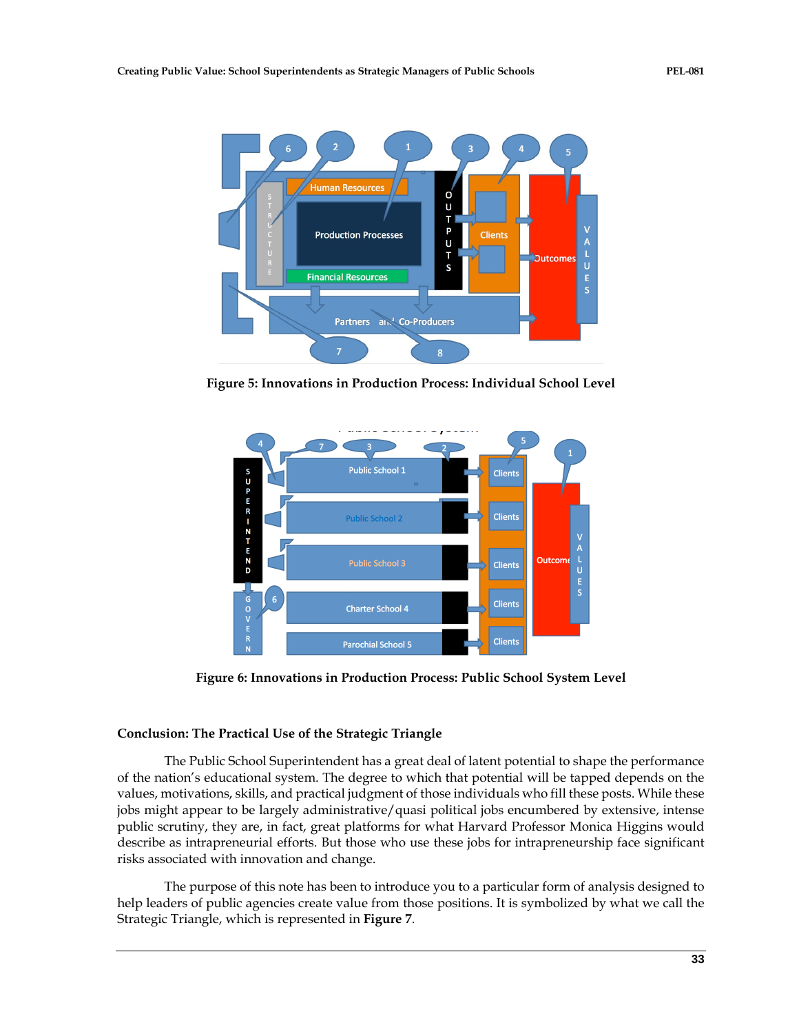Figure 5: Innovations in Production Process: Individual School Level

Figure 6: Innovations in Production Process: Public School System Level

### Conclusion: The Practical Use of the Strategic Triangle

The Public School Superintendent has a great deal of latent potential to shape the performance of the nation's educational system. The degree to which that potential will be tapped depends on the values, motivations, skills, and practical judgment of those individuals who fill these posts. While these jobs might appear to be largely administrative/quasi political jobs encumbered by extensive, intense public scrutiny, they are, in fact, great platforms for what Harvard Professor Monica Higgins would describe as intrapreneurial efforts. But those who use these jobs for intrapreneurship face significant risks associated with innovation and change.

The purpose of this note has been to introduce you to a particular form of analysis designed to help leaders of public agencies create value from those positions. It is symbolized by what we call the Strategic Triangle, which is represented in **Figure 7**.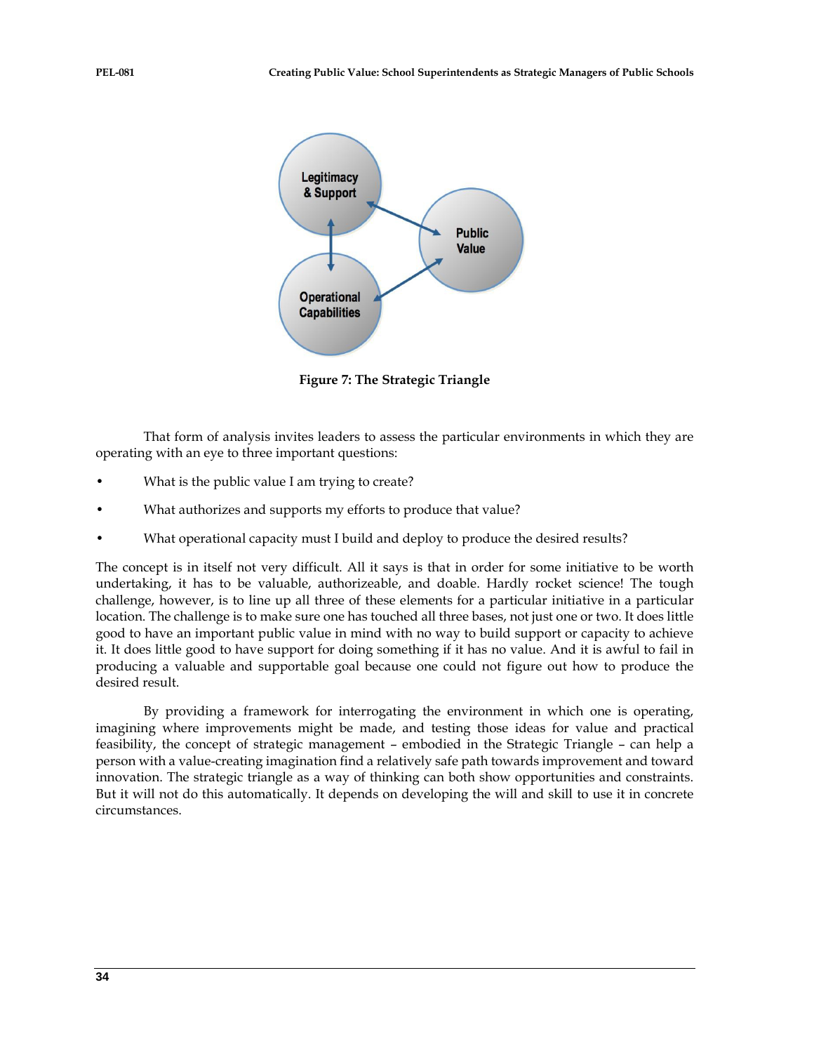**Figure 7: The Strategic Triangle**

That form of analysis invites leaders to assess the particular environments in which they are operating with an eye to three important questions:

- What is the public value I am trying to create?
- What authorizes and supports my efforts to produce that value?
- What operational capacity must I build and deploy to produce the desired results?

The concept is in itself not very difficult. All it says is that in order for some initiative to be worth undertaking, it has to be valuable, authorizeable, and doable. Hardly rocket science! The tough challenge, however, is to line up all three of these elements for a particular initiative in a particular location. The challenge is to make sure one has touched all three bases, not just one or two. It does little good to have an important public value in mind with no way to build support or capacity to achieve it. It does little good to have support for doing something if it has no value. And it is awful to fail in producing a valuable and supportable goal because one could not figure out how to produce the desired result.

By providing a framework for interrogating the environment in which one is operating, imagining where improvements might be made, and testing those ideas for value and practical feasibility, the concept of strategic management – embodied in the Strategic Triangle – can help a person with a value-creating imagination find a relatively safe path towards improvement and toward innovation. The strategic triangle as a way of thinking can both show opportunities and constraints. But it will not do this automatically. It depends on developing the will and skill to use it in concrete circumstances.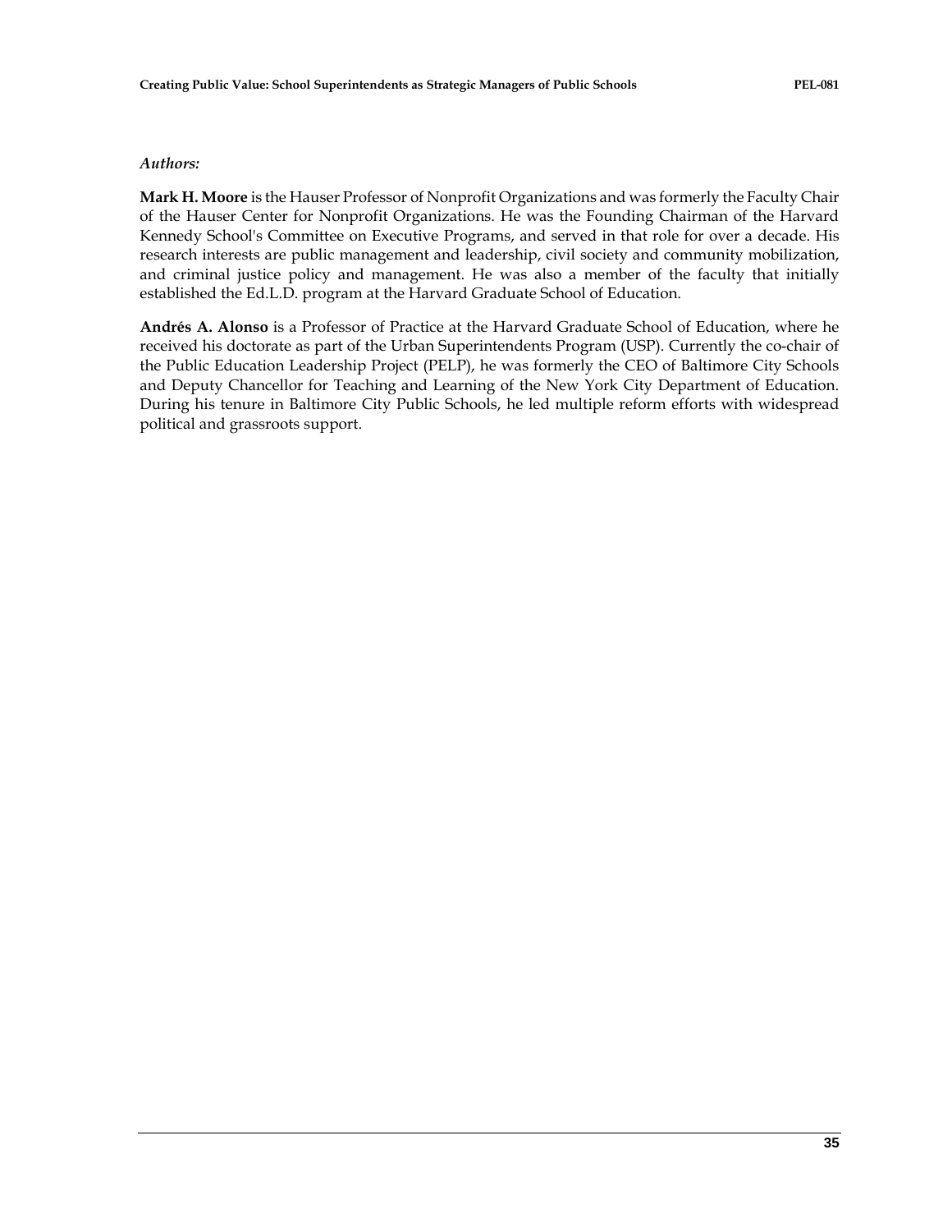*Authors:*

**Mark H. Moore** is the Hauser Professor of Nonprofit Organizations and was formerly the Faculty Chair of the Hauser Center for Nonprofit Organizations. He was the Founding Chairman of the Harvard Kennedy School's Committee on Executive Programs, and served in that role for over a decade. His research interests are public management and leadership, civil society and community mobilization, and criminal justice policy and management. He was also a member of the faculty that initially established the Ed.L.D. program at the Harvard Graduate School of Education.

**Andrés A. Alonso** is a Professor of Practice at the Harvard Graduate School of Education, where he received his doctorate as part of the Urban Superintendents Program (USP). Currently the co-chair of the Public Education Leadership Project (PELP), he was formerly the CEO of Baltimore City Schools and Deputy Chancellor for Teaching and Learning of the New York City Department of Education. During his tenure in Baltimore City Public Schools, he led multiple reform efforts with widespread political and grassroots support.